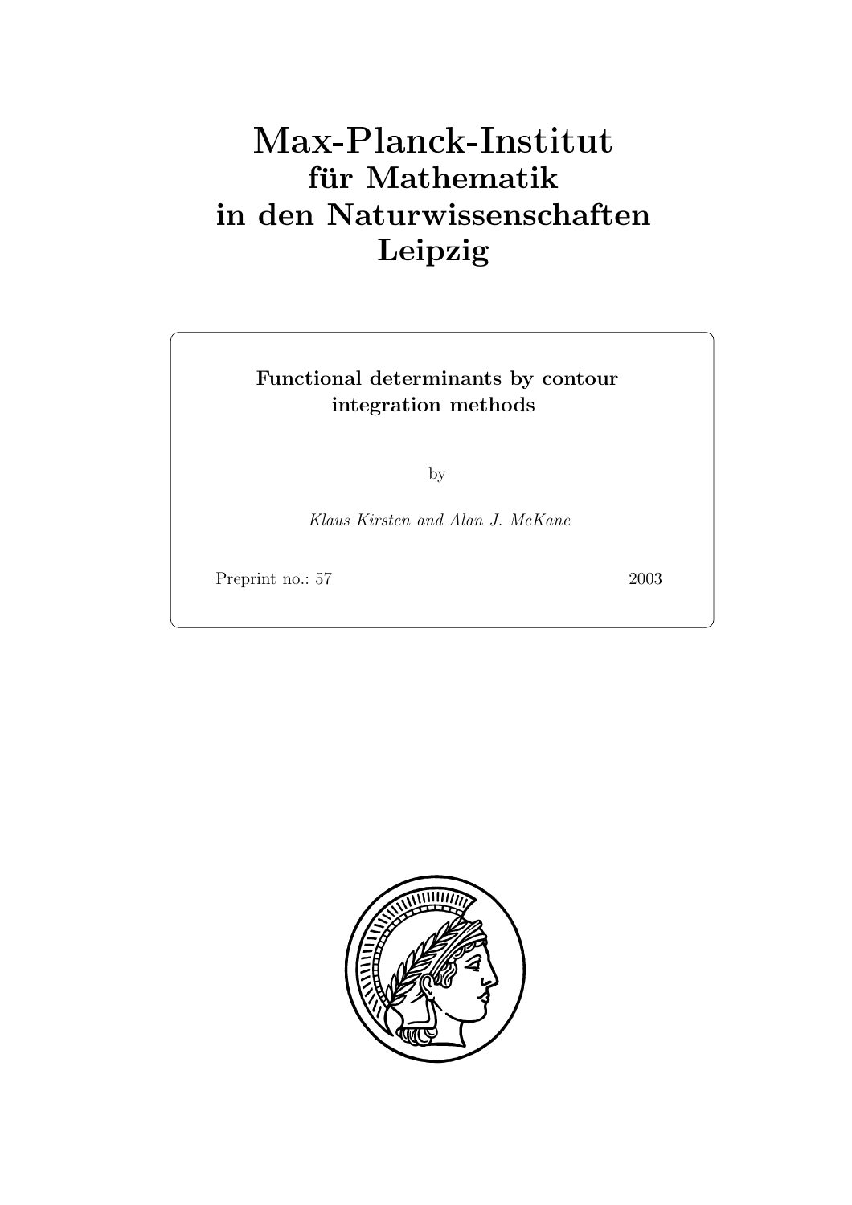# Max-Planck-Institut
# für Mathematik
# in den Naturwissenschaften
# Leipzig

**Functional determinants by contour integration methods**

by

*Klaus Kirsten and Alan J. McKane*

Preprint no.: 57 2003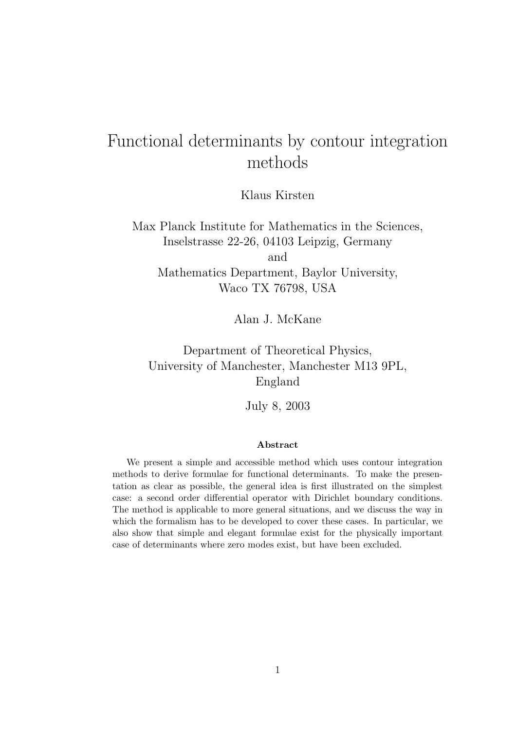# Functional determinants by contour integration methods

Klaus Kirsten

Max Planck Institute for Mathematics in the Sciences,
Inselstrasse 22-26, 04103 Leipzig, Germany
and
Mathematics Department, Baylor University,
Waco TX 76798, USA

Alan J. McKane

Department of Theoretical Physics,
University of Manchester, Manchester M13 9PL,
England

July 8, 2003

**Abstract**

We present a simple and accessible method which uses contour integration methods to derive formulae for functional determinants. To make the presentation as clear as possible, the general idea is first illustrated on the simplest case: a second order differential operator with Dirichlet boundary conditions. The method is applicable to more general situations, and we discuss the way in which the formalism has to be developed to cover these cases. In particular, we also show that simple and elegant formulae exist for the physically important case of determinants where zero modes exist, but have been excluded.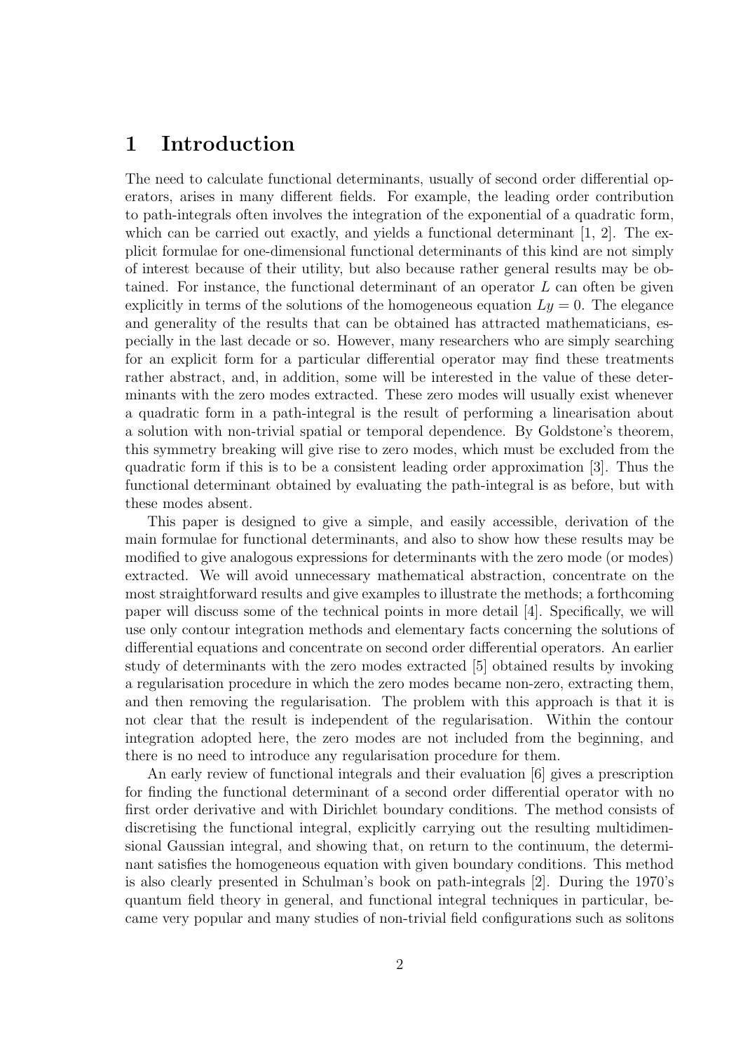# 1 Introduction

The need to calculate functional determinants, usually of second order differential operators, arises in many different fields. For example, the leading order contribution to path-integrals often involves the integration of the exponential of a quadratic form, which can be carried out exactly, and yields a functional determinant [1, 2]. The explicit formulae for one-dimensional functional determinants of this kind are not simply of interest because of their utility, but also because rather general results may be obtained. For instance, the functional determinant of an operator $L$ can often be given explicitly in terms of the solutions of the homogeneous equation $Ly = 0$. The elegance and generality of the results that can be obtained has attracted mathematicians, especially in the last decade or so. However, many researchers who are simply searching for an explicit form for a particular differential operator may find these treatments rather abstract, and, in addition, some will be interested in the value of these determinants with the zero modes extracted. These zero modes will usually exist whenever a quadratic form in a path-integral is the result of performing a linearisation about a solution with non-trivial spatial or temporal dependence. By Goldstone's theorem, this symmetry breaking will give rise to zero modes, which must be excluded from the quadratic form if this is to be a consistent leading order approximation [3]. Thus the functional determinant obtained by evaluating the path-integral is as before, but with these modes absent.

This paper is designed to give a simple, and easily accessible, derivation of the main formulae for functional determinants, and also to show how these results may be modified to give analogous expressions for determinants with the zero mode (or modes) extracted. We will avoid unnecessary mathematical abstraction, concentrate on the most straightforward results and give examples to illustrate the methods; a forthcoming paper will discuss some of the technical points in more detail [4]. Specifically, we will use only contour integration methods and elementary facts concerning the solutions of differential equations and concentrate on second order differential operators. An earlier study of determinants with the zero modes extracted [5] obtained results by invoking a regularisation procedure in which the zero modes became non-zero, extracting them, and then removing the regularisation. The problem with this approach is that it is not clear that the result is independent of the regularisation. Within the contour integration adopted here, the zero modes are not included from the beginning, and there is no need to introduce any regularisation procedure for them.

An early review of functional integrals and their evaluation [6] gives a prescription for finding the functional determinant of a second order differential operator with no first order derivative and with Dirichlet boundary conditions. The method consists of discretising the functional integral, explicitly carrying out the resulting multidimensional Gaussian integral, and showing that, on return to the continuum, the determinant satisfies the homogeneous equation with given boundary conditions. This method is also clearly presented in Schulman's book on path-integrals [2]. During the 1970's quantum field theory in general, and functional integral techniques in particular, became very popular and many studies of non-trivial field configurations such as solitons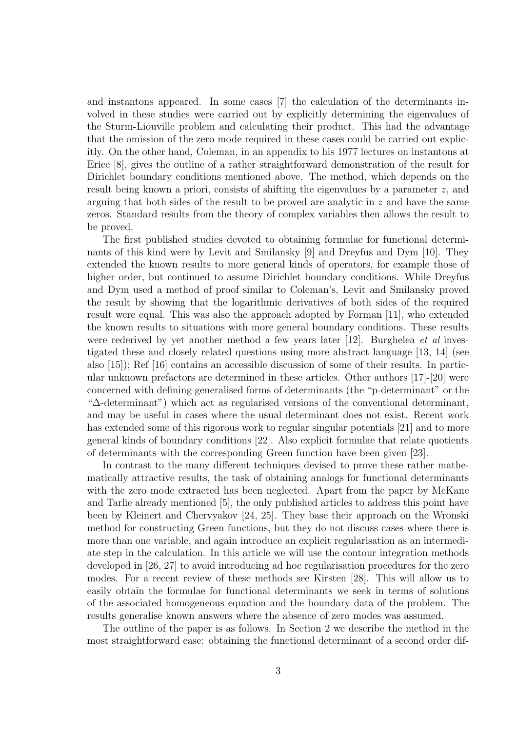and instantons appeared. In some cases [7] the calculation of the determinants involved in these studies were carried out by explicitly determining the eigenvalues of the Sturm-Liouville problem and calculating their product. This had the advantage that the omission of the zero mode required in these cases could be carried out explicitly. On the other hand, Coleman, in an appendix to his 1977 lectures on instantons at Erice [8], gives the outline of a rather straightforward demonstration of the result for Dirichlet boundary conditions mentioned above. The method, which depends on the result being known a priori, consists of shifting the eigenvalues by a parameter $z$, and arguing that both sides of the result to be proved are analytic in $z$ and have the same zeros. Standard results from the theory of complex variables then allows the result to be proved.

The first published studies devoted to obtaining formulae for functional determinants of this kind were by Levit and Smilansky [9] and Dreyfus and Dym [10]. They extended the known results to more general kinds of operators, for example those of higher order, but continued to assume Dirichlet boundary conditions. While Dreyfus and Dym used a method of proof similar to Coleman's, Levit and Smilansky proved the result by showing that the logarithmic derivatives of both sides of the required result were equal. This was also the approach adopted by Forman [11], who extended the known results to situations with more general boundary conditions. These results were rederived by yet another method a few years later [12]. Burghelea *et al* investigated these and closely related questions using more abstract language [13, 14] (see also [15]); Ref [16] contains an accessible discussion of some of their results. In particular unknown prefactors are determined in these articles. Other authors [17]-[20] were concerned with defining generalised forms of determinants (the "p-determinant" or the "$\Delta$-determinant") which act as regularised versions of the conventional determinant, and may be useful in cases where the usual determinant does not exist. Recent work has extended some of this rigorous work to regular singular potentials [21] and to more general kinds of boundary conditions [22]. Also explicit formulae that relate quotients of determinants with the corresponding Green function have been given [23].

In contrast to the many different techniques devised to prove these rather mathematically attractive results, the task of obtaining analogs for functional determinants with the zero mode extracted has been neglected. Apart from the paper by McKane and Tarlie already mentioned [5], the only published articles to address this point have been by Kleinert and Chervyakov [24, 25]. They base their approach on the Wronski method for constructing Green functions, but they do not discuss cases where there is more than one variable, and again introduce an explicit regularisation as an intermediate step in the calculation. In this article we will use the contour integration methods developed in [26, 27] to avoid introducing ad hoc regularisation procedures for the zero modes. For a recent review of these methods see Kirsten [28]. This will allow us to easily obtain the formulae for functional determinants we seek in terms of solutions of the associated homogeneous equation and the boundary data of the problem. The results generalise known answers where the absence of zero modes was assumed.

The outline of the paper is as follows. In Section 2 we describe the method in the most straightforward case: obtaining the functional determinant of a second order dif-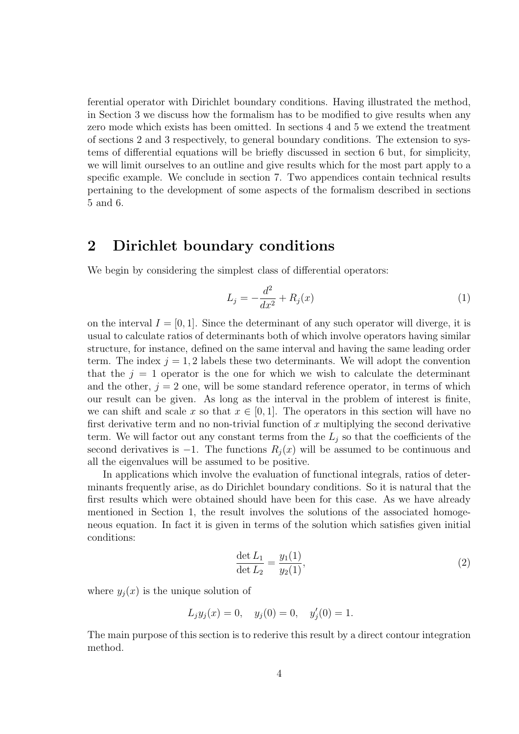ferential operator with Dirichlet boundary conditions. Having illustrated the method, in Section 3 we discuss how the formalism has to be modified to give results when any zero mode which exists has been omitted. In sections 4 and 5 we extend the treatment of sections 2 and 3 respectively, to general boundary conditions. The extension to systems of differential equations will be briefly discussed in section 6 but, for simplicity, we will limit ourselves to an outline and give results which for the most part apply to a specific example. We conclude in section 7. Two appendices contain technical results pertaining to the development of some aspects of the formalism described in sections 5 and 6.

## 2 Dirichlet boundary conditions

We begin by considering the simplest class of differential operators:

$$L_j = -\frac{d^2}{dx^2} + R_j(x) \tag{1}$$

on the interval $I = [0, 1]$. Since the determinant of any such operator will diverge, it is usual to calculate ratios of determinants both of which involve operators having similar structure, for instance, defined on the same interval and having the same leading order term. The index $j = 1, 2$ labels these two determinants. We will adopt the convention that the $j = 1$ operator is the one for which we wish to calculate the determinant and the other, $j = 2$ one, will be some standard reference operator, in terms of which our result can be given. As long as the interval in the problem of interest is finite, we can shift and scale $x$ so that $x \in [0, 1]$. The operators in this section will have no first derivative term and no non-trivial function of $x$ multiplying the second derivative term. We will factor out any constant terms from the $L_j$ so that the coefficients of the second derivatives is $-1$. The functions $R_j(x)$ will be assumed to be continuous and all the eigenvalues will be assumed to be positive.

In applications which involve the evaluation of functional integrals, ratios of determinants frequently arise, as do Dirichlet boundary conditions. So it is natural that the first results which were obtained should have been for this case. As we have already mentioned in Section 1, the result involves the solutions of the associated homogeneous equation. In fact it is given in terms of the solution which satisfies given initial conditions:

$$\frac{\det L_1}{\det L_2} = \frac{y_1(1)}{y_2(1)}, \tag{2}$$

where $y_j(x)$ is the unique solution of

$$L_j y_j(x) = 0, \quad y_j(0) = 0, \quad y_j'(0) = 1.$$

The main purpose of this section is to rederive this result by a direct contour integration method.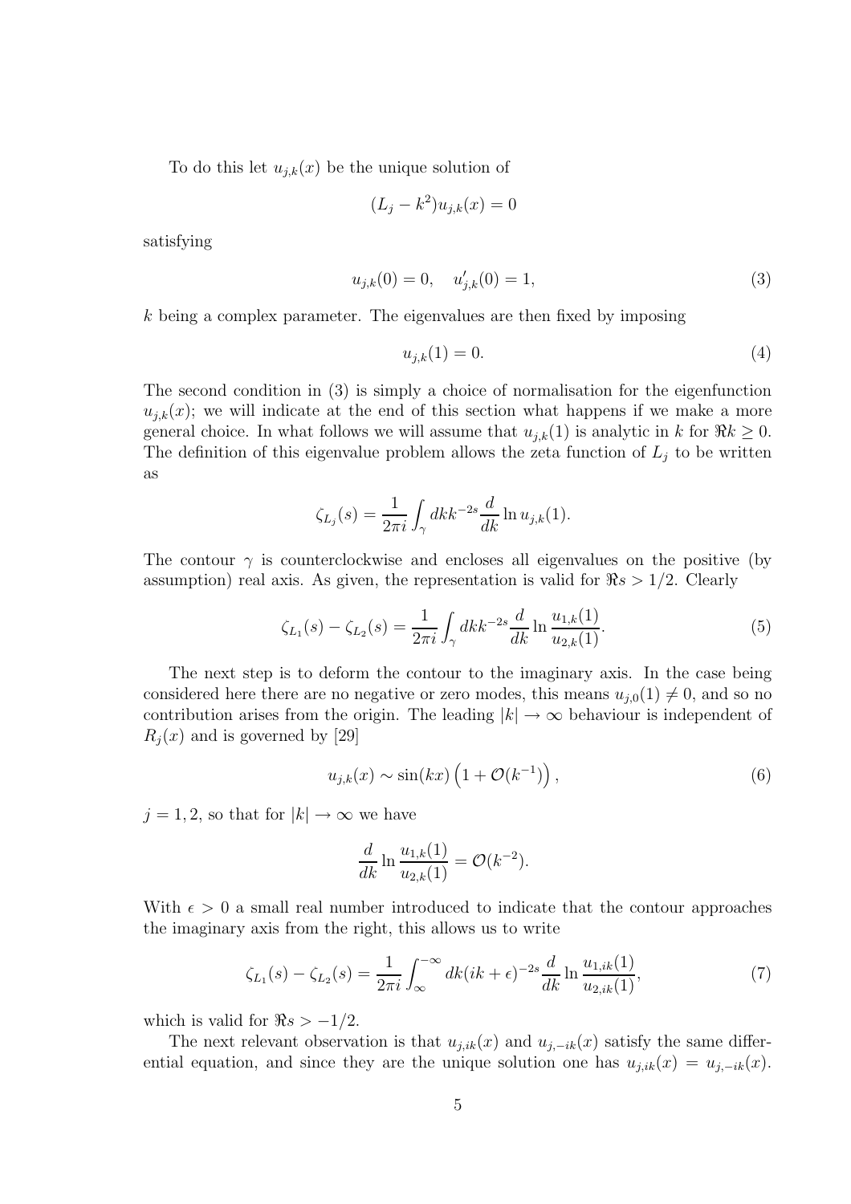To do this let $u_{j,k}(x)$ be the unique solution of

$$
(L_j - k^2) u_{j,k}(x) = 0
$$

satisfying

$$
u_{j,k}(0) = 0, \quad u'_{j,k}(0) = 1, \tag{3}
$$

$k$ being a complex parameter. The eigenvalues are then fixed by imposing

$$
u_{j,k}(1) = 0. \tag{4}
$$

The second condition in (3) is simply a choice of normalisation for the eigenfunction $u_{j,k}(x)$; we will indicate at the end of this section what happens if we make a more general choice. In what follows we will assume that $u_{j,k}(1)$ is analytic in $k$ for $\Re k \geq 0$. The definition of this eigenvalue problem allows the zeta function of $L_j$ to be written as

$$
\zeta_{L_j}(s) = \frac{1}{2\pi i} \int_\gamma dk k^{-2s} \frac{d}{dk} \ln u_{j,k}(1).
$$

The contour $\gamma$ is counterclockwise and encloses all eigenvalues on the positive (by assumption) real axis. As given, the representation is valid for $\Re s > 1/2$. Clearly

$$
\zeta_{L_1}(s) - \zeta_{L_2}(s) = \frac{1}{2\pi i} \int_\gamma dk k^{-2s} \frac{d}{dk} \ln \frac{u_{1,k}(1)}{u_{2,k}(1)}. \tag{5}
$$

The next step is to deform the contour to the imaginary axis. In the case being considered here there are no negative or zero modes, this means $u_{j,0}(1) \neq 0$, and so no contribution arises from the origin. The leading $|k| \to \infty$ behaviour is independent of $R_j(x)$ and is governed by [29]

$$
u_{j,k}(x) \sim \sin(kx) \left(1 + \mathcal{O}(k^{-1})\right), \tag{6}
$$

$j = 1, 2$, so that for $|k| \to \infty$ we have

$$
\frac{d}{dk} \ln \frac{u_{1,k}(1)}{u_{2,k}(1)} = \mathcal{O}(k^{-2}).
$$

With $\epsilon > 0$ a small real number introduced to indicate that the contour approaches the imaginary axis from the right, this allows us to write

$$
\zeta_{L_1}(s) - \zeta_{L_2}(s) = \frac{1}{2\pi i} \int_\infty^{-\infty} dk (ik + \epsilon)^{-2s} \frac{d}{dk} \ln \frac{u_{1,ik}(1)}{u_{2,ik}(1)}, \tag{7}
$$

which is valid for $\Re s > -1/2$.

The next relevant observation is that $u_{j,ik}(x)$ and $u_{j,-ik}(x)$ satisfy the same differential equation, and since they are the unique solution one has $u_{j,ik}(x) = u_{j,-ik}(x)$.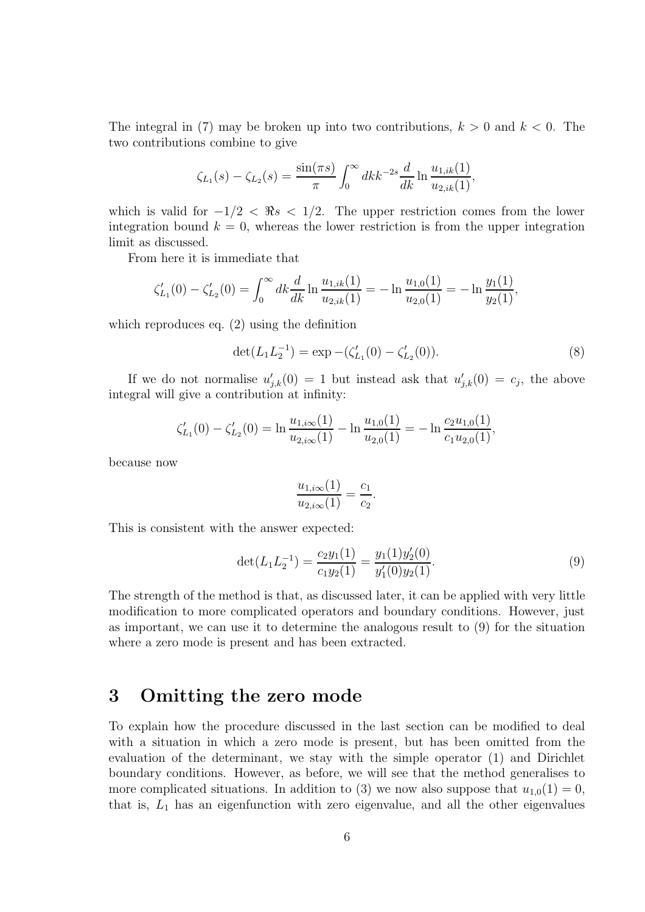The integral in (7) may be broken up into two contributions, $k > 0$ and $k < 0$. The two contributions combine to give

$$\zeta_{L_1}(s) - \zeta_{L_2}(s) = \frac{\sin(\pi s)}{\pi} \int_0^\infty dk k^{-2s} \frac{d}{dk} \ln \frac{u_{1,ik}(1)}{u_{2,ik}(1)},$$

which is valid for $-1/2 < \Re s < 1/2$. The upper restriction comes from the lower integration bound $k = 0$, whereas the lower restriction is from the upper integration limit as discussed.

From here it is immediate that

$$\zeta'_{L_1}(0) - \zeta'_{L_2}(0) = \int_0^\infty dk \frac{d}{dk} \ln \frac{u_{1,ik}(1)}{u_{2,ik}(1)} = -\ln \frac{u_{1,0}(1)}{u_{2,0}(1)} = -\ln \frac{y_1(1)}{y_2(1)},$$

which reproduces eq. (2) using the definition

$$\det(L_1 L_2^{-1}) = \exp -(\zeta'_{L_1}(0) - \zeta'_{L_2}(0)). \tag{8}$$

If we do not normalise $u'_{j,k}(0) = 1$ but instead ask that $u'_{j,k}(0) = c_j$, the above integral will give a contribution at infinity:

$$\zeta'_{L_1}(0) - \zeta'_{L_2}(0) = \ln \frac{u_{1,i\infty}(1)}{u_{2,i\infty}(1)} - \ln \frac{u_{1,0}(1)}{u_{2,0}(1)} = -\ln \frac{c_2 u_{1,0}(1)}{c_1 u_{2,0}(1)},$$

because now

$$\frac{u_{1,i\infty}(1)}{u_{2,i\infty}(1)} = \frac{c_1}{c_2}.$$

This is consistent with the answer expected:

$$\det(L_1 L_2^{-1}) = \frac{c_2 y_1(1)}{c_1 y_2(1)} = \frac{y_1(1) y'_2(0)}{y'_1(0) y_2(1)}. \tag{9}$$

The strength of the method is that, as discussed later, it can be applied with very little modification to more complicated operators and boundary conditions. However, just as important, we can use it to determine the analogous result to (9) for the situation where a zero mode is present and has been extracted.

## 3 Omitting the zero mode

To explain how the procedure discussed in the last section can be modified to deal with a situation in which a zero mode is present, but has been omitted from the evaluation of the determinant, we stay with the simple operator (1) and Dirichlet boundary conditions. However, as before, we will see that the method generalises to more complicated situations. In addition to (3) we now also suppose that $u_{1,0}(1) = 0$, that is, $L_1$ has an eigenfunction with zero eigenvalue, and all the other eigenvalues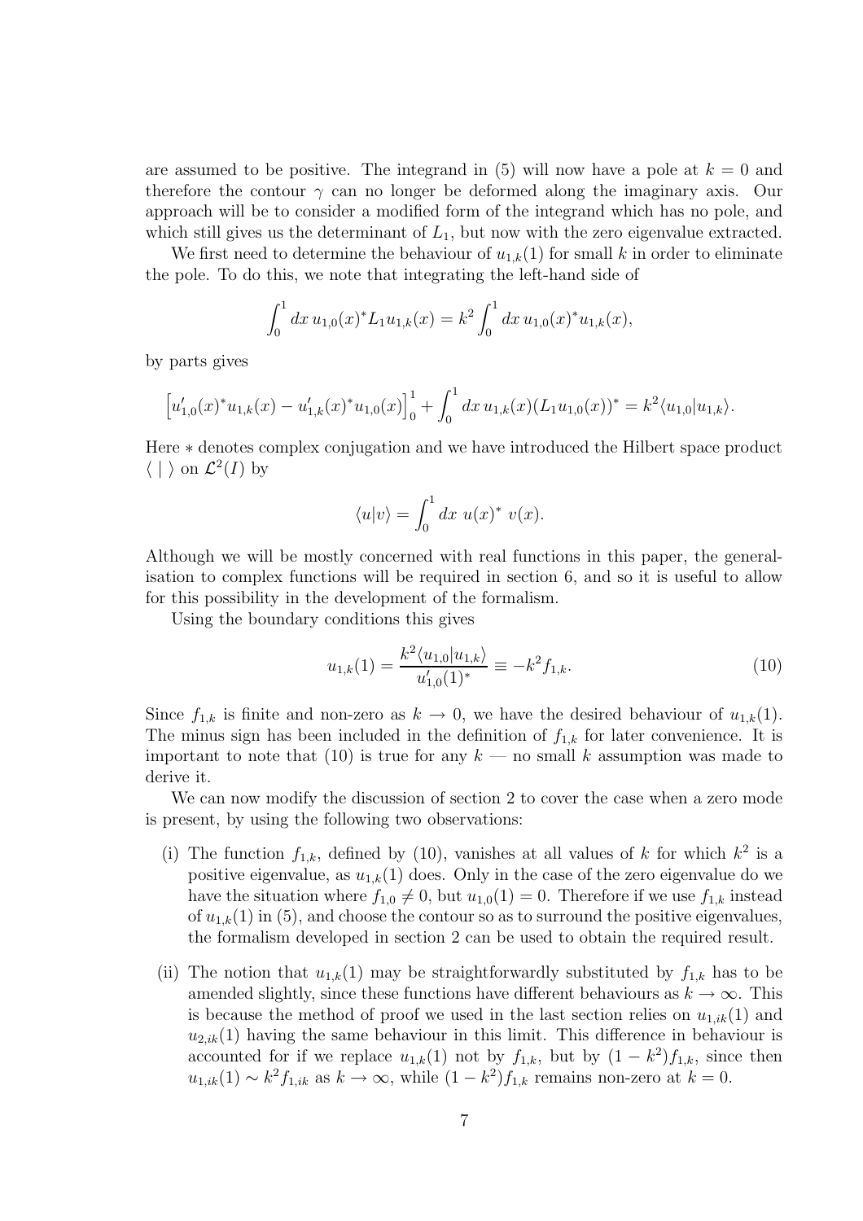are assumed to be positive. The integrand in (5) will now have a pole at $k = 0$ and therefore the contour $\gamma$ can no longer be deformed along the imaginary axis. Our approach will be to consider a modified form of the integrand which has no pole, and which still gives us the determinant of $L_1$, but now with the zero eigenvalue extracted.

We first need to determine the behaviour of $u_{1,k}(1)$ for small $k$ in order to eliminate the pole. To do this, we note that integrating the left-hand side of

$$\int_0^1 dx\, u_{1,0}(x)^* L_1 u_{1,k}(x) = k^2 \int_0^1 dx\, u_{1,0}(x)^* u_{1,k}(x),$$

by parts gives

$$\Big[u_{1,0}'(x)^* u_{1,k}(x) - u_{1,k}'(x)^* u_{1,0}(x)\Big]_0^1 + \int_0^1 dx\, u_{1,k}(x)(L_1 u_{1,0}(x))^* = k^2 \langle u_{1,0}|u_{1,k}\rangle.$$

Here $*$ denotes complex conjugation and we have introduced the Hilbert space product $\langle\ |\ \rangle$ on $\mathcal{L}^2(I)$ by

$$\langle u|v\rangle = \int_0^1 dx\ u(x)^*\ v(x).$$

Although we will be mostly concerned with real functions in this paper, the generalisation to complex functions will be required in section 6, and so it is useful to allow for this possibility in the development of the formalism.

Using the boundary conditions this gives

$$u_{1,k}(1) = \frac{k^2 \langle u_{1,0}|u_{1,k}\rangle}{u_{1,0}'(1)^*} \equiv -k^2 f_{1,k}. \tag{10}$$

Since $f_{1,k}$ is finite and non-zero as $k \to 0$, we have the desired behaviour of $u_{1,k}(1)$. The minus sign has been included in the definition of $f_{1,k}$ for later convenience. It is important to note that (10) is true for any $k$ — no small $k$ assumption was made to derive it.

We can now modify the discussion of section 2 to cover the case when a zero mode is present, by using the following two observations:

(i) The function $f_{1,k}$, defined by (10), vanishes at all values of $k$ for which $k^2$ is a positive eigenvalue, as $u_{1,k}(1)$ does. Only in the case of the zero eigenvalue do we have the situation where $f_{1,0} \neq 0$, but $u_{1,0}(1) = 0$. Therefore if we use $f_{1,k}$ instead of $u_{1,k}(1)$ in (5), and choose the contour so as to surround the positive eigenvalues, the formalism developed in section 2 can be used to obtain the required result.

(ii) The notion that $u_{1,k}(1)$ may be straightforwardly substituted by $f_{1,k}$ has to be amended slightly, since these functions have different behaviours as $k \to \infty$. This is because the method of proof we used in the last section relies on $u_{1,ik}(1)$ and $u_{2,ik}(1)$ having the same behaviour in this limit. This difference in behaviour is accounted for if we replace $u_{1,k}(1)$ not by $f_{1,k}$, but by $(1 - k^2) f_{1,k}$, since then $u_{1,ik}(1) \sim k^2 f_{1,ik}$ as $k \to \infty$, while $(1 - k^2) f_{1,k}$ remains non-zero at $k = 0$.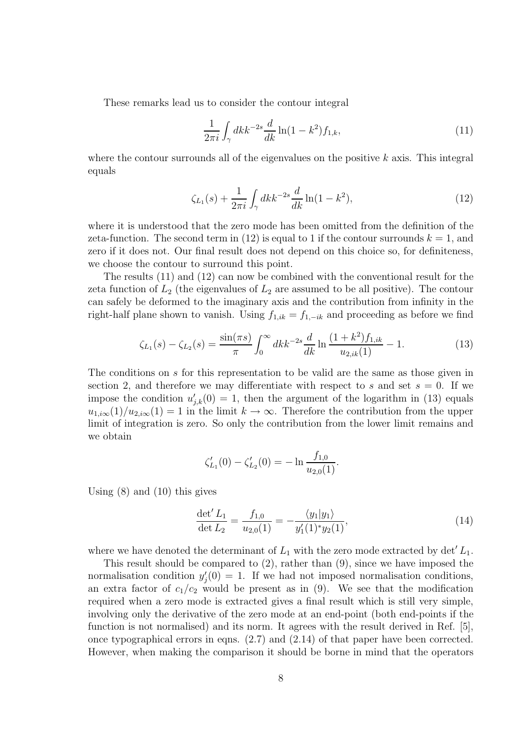These remarks lead us to consider the contour integral

$$\frac{1}{2\pi i}\int_\gamma dk k^{-2s}\frac{d}{dk}\ln(1-k^2)f_{1,k}, \tag{11}$$

where the contour surrounds all of the eigenvalues on the positive $k$ axis. This integral equals

$$\zeta_{L_1}(s)+\frac{1}{2\pi i}\int_\gamma dk k^{-2s}\frac{d}{dk}\ln(1-k^2), \tag{12}$$

where it is understood that the zero mode has been omitted from the definition of the zeta-function. The second term in (12) is equal to 1 if the contour surrounds $k=1$, and zero if it does not. Our final result does not depend on this choice so, for definiteness, we choose the contour to surround this point.

The results (11) and (12) can now be combined with the conventional result for the zeta function of $L_2$ (the eigenvalues of $L_2$ are assumed to be all positive). The contour can safely be deformed to the imaginary axis and the contribution from infinity in the right-half plane shown to vanish. Using $f_{1,ik}=f_{1,-ik}$ and proceeding as before we find

$$\zeta_{L_1}(s)-\zeta_{L_2}(s)=\frac{\sin(\pi s)}{\pi}\int_0^\infty dk k^{-2s}\frac{d}{dk}\ln\frac{(1+k^2)f_{1,ik}}{u_{2,ik}(1)}-1. \tag{13}$$

The conditions on $s$ for this representation to be valid are the same as those given in section 2, and therefore we may differentiate with respect to $s$ and set $s=0$. If we impose the condition $u'_{j,k}(0)=1$, then the argument of the logarithm in (13) equals $u_{1,i\infty}(1)/u_{2,i\infty}(1)=1$ in the limit $k\to\infty$. Therefore the contribution from the upper limit of integration is zero. So only the contribution from the lower limit remains and we obtain

$$\zeta'_{L_1}(0)-\zeta'_{L_2}(0)=-\ln\frac{f_{1,0}}{u_{2,0}(1)}.$$

Using (8) and (10) this gives

$$\frac{\det' L_1}{\det L_2}=\frac{f_{1,0}}{u_{2,0}(1)}=-\frac{\langle y_1|y_1\rangle}{y_1'(1)^*y_2(1)}, \tag{14}$$

where we have denoted the determinant of $L_1$ with the zero mode extracted by $\det' L_1$.

This result should be compared to (2), rather than (9), since we have imposed the normalisation condition $y_j'(0)=1$. If we had not imposed normalisation conditions, an extra factor of $c_1/c_2$ would be present as in (9). We see that the modification required when a zero mode is extracted gives a final result which is still very simple, involving only the derivative of the zero mode at an end-point (both end-points if the function is not normalised) and its norm. It agrees with the result derived in Ref. [5], once typographical errors in eqns. (2.7) and (2.14) of that paper have been corrected. However, when making the comparison it should be borne in mind that the operators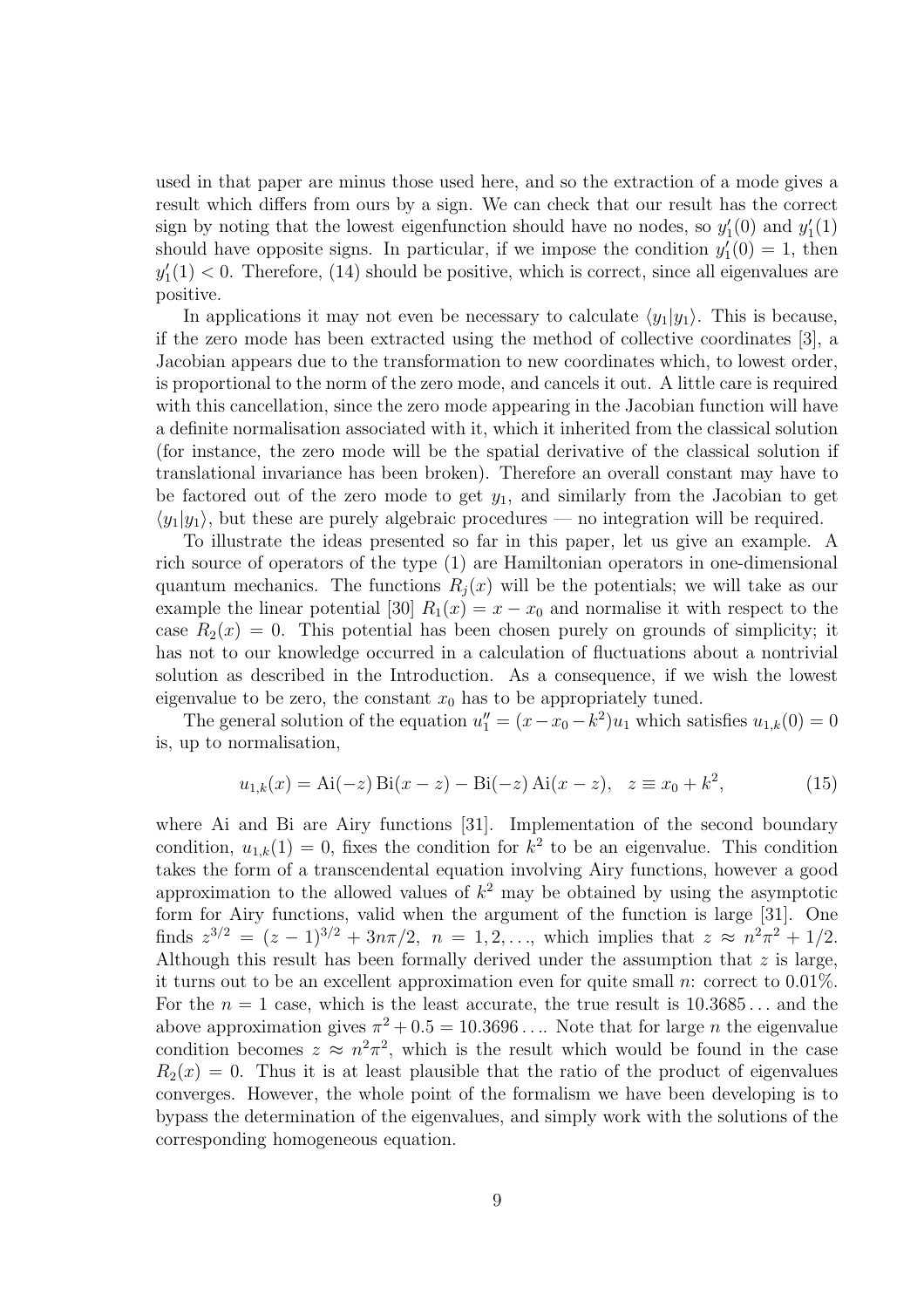used in that paper are minus those used here, and so the extraction of a mode gives a result which differs from ours by a sign. We can check that our result has the correct sign by noting that the lowest eigenfunction should have no nodes, so $y_1'(0)$ and $y_1'(1)$ should have opposite signs. In particular, if we impose the condition $y_1'(0) = 1$, then $y_1'(1) < 0$. Therefore, (14) should be positive, which is correct, since all eigenvalues are positive.

In applications it may not even be necessary to calculate $\langle y_1 | y_1 \rangle$. This is because, if the zero mode has been extracted using the method of collective coordinates [3], a Jacobian appears due to the transformation to new coordinates which, to lowest order, is proportional to the norm of the zero mode, and cancels it out. A little care is required with this cancellation, since the zero mode appearing in the Jacobian function will have a definite normalisation associated with it, which it inherited from the classical solution (for instance, the zero mode will be the spatial derivative of the classical solution if translational invariance has been broken). Therefore an overall constant may have to be factored out of the zero mode to get $y_1$, and similarly from the Jacobian to get $\langle y_1 | y_1 \rangle$, but these are purely algebraic procedures — no integration will be required.

To illustrate the ideas presented so far in this paper, let us give an example. A rich source of operators of the type (1) are Hamiltonian operators in one-dimensional quantum mechanics. The functions $R_j(x)$ will be the potentials; we will take as our example the linear potential [30] $R_1(x) = x - x_0$ and normalise it with respect to the case $R_2(x) = 0$. This potential has been chosen purely on grounds of simplicity; it has not to our knowledge occurred in a calculation of fluctuations about a nontrivial solution as described in the Introduction. As a consequence, if we wish the lowest eigenvalue to be zero, the constant $x_0$ has to be appropriately tuned.

The general solution of the equation $u_1'' = (x - x_0 - k^2) u_1$ which satisfies $u_{1,k}(0) = 0$ is, up to normalisation,

$$u_{1,k}(x) = \mathrm{Ai}(-z)\,\mathrm{Bi}(x - z) - \mathrm{Bi}(-z)\,\mathrm{Ai}(x - z), \quad z \equiv x_0 + k^2, \tag{15}$$

where Ai and Bi are Airy functions [31]. Implementation of the second boundary condition, $u_{1,k}(1) = 0$, fixes the condition for $k^2$ to be an eigenvalue. This condition takes the form of a transcendental equation involving Airy functions, however a good approximation to the allowed values of $k^2$ may be obtained by using the asymptotic form for Airy functions, valid when the argument of the function is large [31]. One finds $z^{3/2} = (z-1)^{3/2} + 3n\pi/2$, $n = 1, 2, \ldots$, which implies that $z \approx n^2\pi^2 + 1/2$. Although this result has been formally derived under the assumption that $z$ is large, it turns out to be an excellent approximation even for quite small $n$: correct to 0.01%. For the $n = 1$ case, which is the least accurate, the true result is $10.3685\ldots$ and the above approximation gives $\pi^2 + 0.5 = 10.3696\ldots$. Note that for large $n$ the eigenvalue condition becomes $z \approx n^2\pi^2$, which is the result which would be found in the case $R_2(x) = 0$. Thus it is at least plausible that the ratio of the product of eigenvalues converges. However, the whole point of the formalism we have been developing is to bypass the determination of the eigenvalues, and simply work with the solutions of the corresponding homogeneous equation.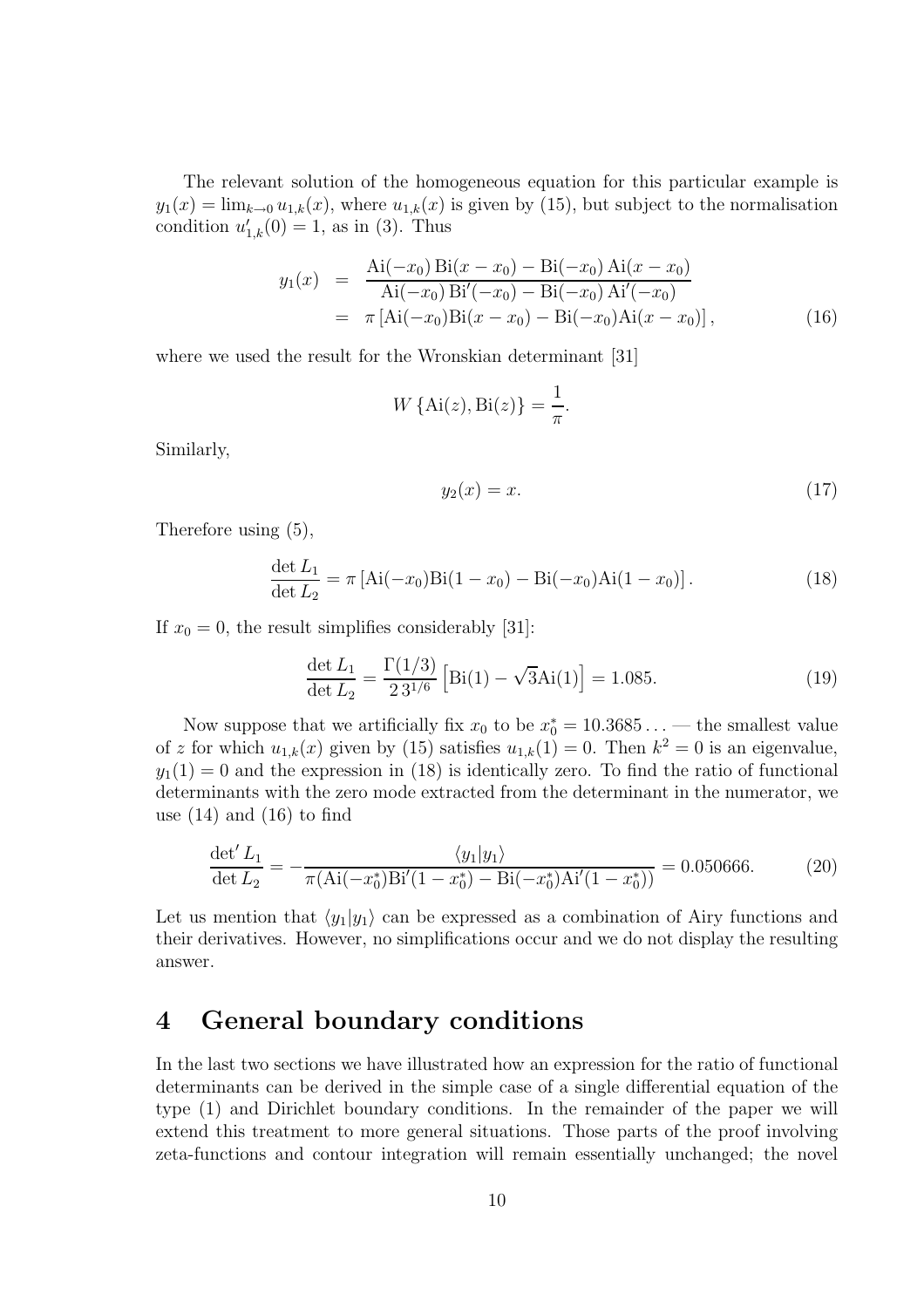The relevant solution of the homogeneous equation for this particular example is $y_1(x) = \lim_{k\to 0} u_{1,k}(x)$, where $u_{1,k}(x)$ is given by (15), but subject to the normalisation condition $u'_{1,k}(0) = 1$, as in (3). Thus

$$
\begin{aligned}
y_1(x) &= \frac{\mathrm{Ai}(-x_0)\,\mathrm{Bi}(x-x_0) - \mathrm{Bi}(-x_0)\,\mathrm{Ai}(x-x_0)}{\mathrm{Ai}(-x_0)\,\mathrm{Bi}'(-x_0) - \mathrm{Bi}(-x_0)\,\mathrm{Ai}'(-x_0)} \\
&= \pi\left[\mathrm{Ai}(-x_0)\mathrm{Bi}(x-x_0) - \mathrm{Bi}(-x_0)\mathrm{Ai}(x-x_0)\right], \qquad (16)
\end{aligned}
$$

where we used the result for the Wronskian determinant [31]

$$
W\left\{\mathrm{Ai}(z), \mathrm{Bi}(z)\right\} = \frac{1}{\pi}.
$$

Similarly,

$$
y_2(x) = x. \qquad (17)
$$

Therefore using (5),

$$
\frac{\det L_1}{\det L_2} = \pi\left[\mathrm{Ai}(-x_0)\mathrm{Bi}(1-x_0) - \mathrm{Bi}(-x_0)\mathrm{Ai}(1-x_0)\right]. \qquad (18)
$$

If $x_0 = 0$, the result simplifies considerably [31]:

$$
\frac{\det L_1}{\det L_2} = \frac{\Gamma(1/3)}{2\,3^{1/6}}\left[\mathrm{Bi}(1) - \sqrt{3}\mathrm{Ai}(1)\right] = 1.085. \qquad (19)
$$

Now suppose that we artificially fix $x_0$ to be $x_0^* = 10.3685\ldots$ — the smallest value of $z$ for which $u_{1,k}(x)$ given by (15) satisfies $u_{1,k}(1) = 0$. Then $k^2 = 0$ is an eigenvalue, $y_1(1) = 0$ and the expression in (18) is identically zero. To find the ratio of functional determinants with the zero mode extracted from the determinant in the numerator, we use (14) and (16) to find

$$
\frac{\det' L_1}{\det L_2} = -\frac{\langle y_1|y_1\rangle}{\pi(\mathrm{Ai}(-x_0^*)\mathrm{Bi}'(1-x_0^*) - \mathrm{Bi}(-x_0^*)\mathrm{Ai}'(1-x_0^*))} = 0.050666. \qquad (20)
$$

Let us mention that $\langle y_1|y_1\rangle$ can be expressed as a combination of Airy functions and their derivatives. However, no simplifications occur and we do not display the resulting answer.

# 4 General boundary conditions

In the last two sections we have illustrated how an expression for the ratio of functional determinants can be derived in the simple case of a single differential equation of the type (1) and Dirichlet boundary conditions. In the remainder of the paper we will extend this treatment to more general situations. Those parts of the proof involving zeta-functions and contour integration will remain essentially unchanged; the novel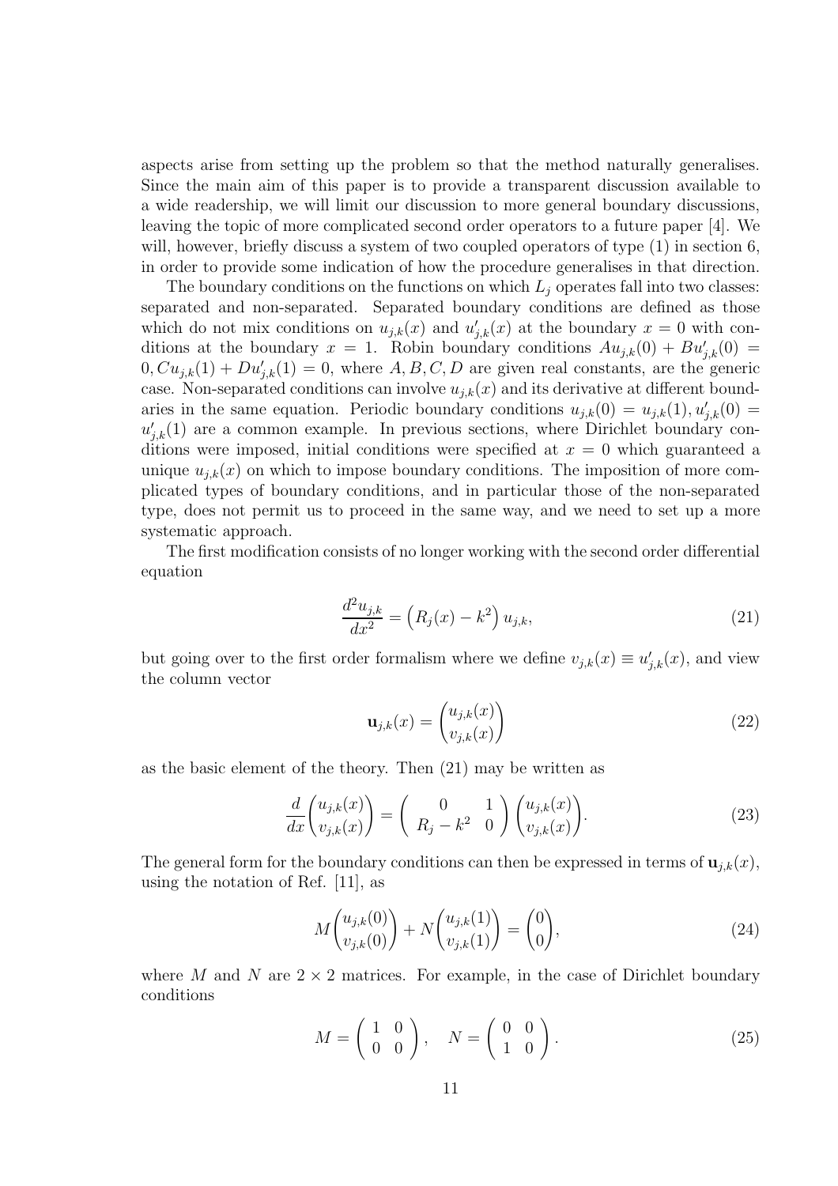aspects arise from setting up the problem so that the method naturally generalises. Since the main aim of this paper is to provide a transparent discussion available to a wide readership, we will limit our discussion to more general boundary discussions, leaving the topic of more complicated second order operators to a future paper [4]. We will, however, briefly discuss a system of two coupled operators of type (1) in section 6, in order to provide some indication of how the procedure generalises in that direction.

The boundary conditions on the functions on which $L_j$ operates fall into two classes: separated and non-separated. Separated boundary conditions are defined as those which do not mix conditions on $u_{j,k}(x)$ and $u'_{j,k}(x)$ at the boundary $x = 0$ with conditions at the boundary $x = 1$. Robin boundary conditions $Au_{j,k}(0) + Bu'_{j,k}(0) = 0, Cu_{j,k}(1) + Du'_{j,k}(1) = 0$, where $A, B, C, D$ are given real constants, are the generic case. Non-separated conditions can involve $u_{j,k}(x)$ and its derivative at different boundaries in the same equation. Periodic boundary conditions $u_{j,k}(0) = u_{j,k}(1), u'_{j,k}(0) = u'_{j,k}(1)$ are a common example. In previous sections, where Dirichlet boundary conditions were imposed, initial conditions were specified at $x = 0$ which guaranteed a unique $u_{j,k}(x)$ on which to impose boundary conditions. The imposition of more complicated types of boundary conditions, and in particular those of the non-separated type, does not permit us to proceed in the same way, and we need to set up a more systematic approach.

The first modification consists of no longer working with the second order differential equation

$$\frac{d^2u_{j,k}}{dx^2} = \left(R_j(x) - k^2\right) u_{j,k}, \tag{21}$$

but going over to the first order formalism where we define $v_{j,k}(x) \equiv u'_{j,k}(x)$, and view the column vector

$$\mathbf{u}_{j,k}(x) = \begin{pmatrix} u_{j,k}(x) \\ v_{j,k}(x) \end{pmatrix} \tag{22}$$

as the basic element of the theory. Then (21) may be written as

$$\frac{d}{dx}\begin{pmatrix} u_{j,k}(x) \\ v_{j,k}(x) \end{pmatrix} = \begin{pmatrix} 0 & 1 \\ R_j - k^2 & 0 \end{pmatrix} \begin{pmatrix} u_{j,k}(x) \\ v_{j,k}(x) \end{pmatrix}. \tag{23}$$

The general form for the boundary conditions can then be expressed in terms of $\mathbf{u}_{j,k}(x)$, using the notation of Ref. [11], as

$$M\begin{pmatrix} u_{j,k}(0) \\ v_{j,k}(0) \end{pmatrix} + N\begin{pmatrix} u_{j,k}(1) \\ v_{j,k}(1) \end{pmatrix} = \begin{pmatrix} 0 \\ 0 \end{pmatrix}, \tag{24}$$

where $M$ and $N$ are $2 \times 2$ matrices. For example, in the case of Dirichlet boundary conditions

$$M = \begin{pmatrix} 1 & 0 \\ 0 & 0 \end{pmatrix}, \quad N = \begin{pmatrix} 0 & 0 \\ 1 & 0 \end{pmatrix}. \tag{25}$$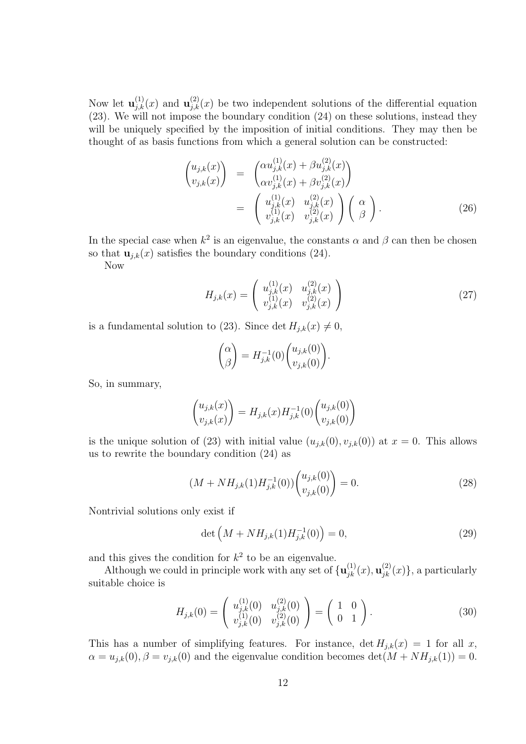Now let $\mathbf{u}_{j,k}^{(1)}(x)$ and $\mathbf{u}_{j,k}^{(2)}(x)$ be two independent solutions of the differential equation (23). We will not impose the boundary condition (24) on these solutions, instead they will be uniquely specified by the imposition of initial conditions. They may then be thought of as basis functions from which a general solution can be constructed:

$$
\begin{aligned}
\begin{pmatrix} u_{j,k}(x) \\ v_{j,k}(x) \end{pmatrix} &= \begin{pmatrix} \alpha u_{j,k}^{(1)}(x) + \beta u_{j,k}^{(2)}(x) \\ \alpha v_{j,k}^{(1)}(x) + \beta v_{j,k}^{(2)}(x) \end{pmatrix} \\
&= \begin{pmatrix} u_{j,k}^{(1)}(x) & u_{j,k}^{(2)}(x) \\ v_{j,k}^{(1)}(x) & v_{j,k}^{(2)}(x) \end{pmatrix} \begin{pmatrix} \alpha \\ \beta \end{pmatrix}.
\end{aligned} \tag{26}
$$

In the special case when $k^2$ is an eigenvalue, the constants $\alpha$ and $\beta$ can then be chosen so that $\mathbf{u}_{j,k}(x)$ satisfies the boundary conditions (24).

Now

$$
H_{j,k}(x) = \begin{pmatrix} u_{j,k}^{(1)}(x) & u_{j,k}^{(2)}(x) \\ v_{j,k}^{(1)}(x) & v_{j,k}^{(2)}(x) \end{pmatrix} \tag{27}
$$

is a fundamental solution to (23). Since $\det H_{j,k}(x) \neq 0$,

$$
\begin{pmatrix} \alpha \\ \beta \end{pmatrix} = H_{j,k}^{-1}(0) \begin{pmatrix} u_{j,k}(0) \\ v_{j,k}(0) \end{pmatrix}.
$$

So, in summary,

$$
\begin{pmatrix} u_{j,k}(x) \\ v_{j,k}(x) \end{pmatrix} = H_{j,k}(x) H_{j,k}^{-1}(0) \begin{pmatrix} u_{j,k}(0) \\ v_{j,k}(0) \end{pmatrix}
$$

is the unique solution of (23) with initial value $(u_{j,k}(0), v_{j,k}(0))$ at $x = 0$. This allows us to rewrite the boundary condition (24) as

$$
(M + N H_{j,k}(1) H_{j,k}^{-1}(0)) \begin{pmatrix} u_{j,k}(0) \\ v_{j,k}(0) \end{pmatrix} = 0. \tag{28}
$$

Nontrivial solutions only exist if

$$
\det \left( M + N H_{j,k}(1) H_{j,k}^{-1}(0) \right) = 0, \tag{29}
$$

and this gives the condition for $k^2$ to be an eigenvalue.

Although we could in principle work with any set of $\{\mathbf{u}_{jk}^{(1)}(x), \mathbf{u}_{jk}^{(2)}(x)\}$, a particularly suitable choice is

$$
H_{j,k}(0) = \begin{pmatrix} u_{j,k}^{(1)}(0) & u_{j,k}^{(2)}(0) \\ v_{j,k}^{(1)}(0) & v_{j,k}^{(2)}(0) \end{pmatrix} = \begin{pmatrix} 1 & 0 \\ 0 & 1 \end{pmatrix}. \tag{30}
$$

This has a number of simplifying features. For instance, $\det H_{j,k}(x) = 1$ for all $x$, $\alpha = u_{j,k}(0), \beta = v_{j,k}(0)$ and the eigenvalue condition becomes $\det(M + N H_{j,k}(1)) = 0$.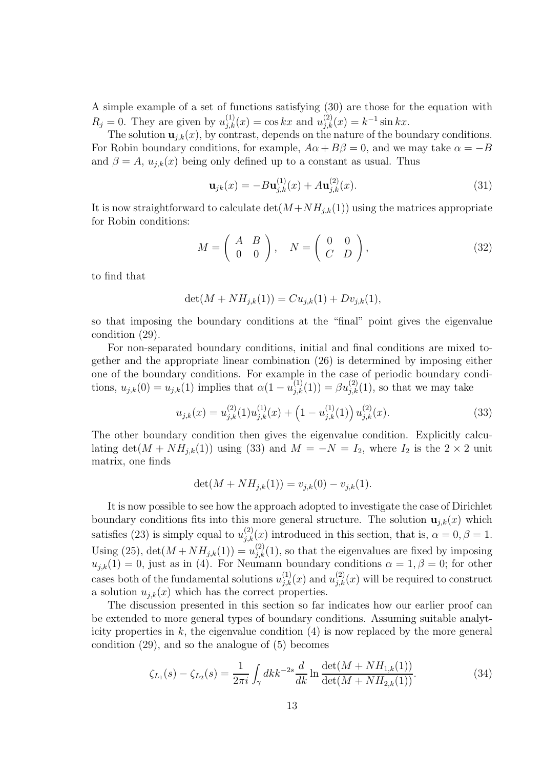A simple example of a set of functions satisfying (30) are those for the equation with $R_j = 0$. They are given by $u^{(1)}_{j,k}(x) = \cos kx$ and $u^{(2)}_{j,k}(x) = k^{-1}\sin kx$.

The solution $\mathbf{u}_{j,k}(x)$, by contrast, depends on the nature of the boundary conditions. For Robin boundary conditions, for example, $A\alpha + B\beta = 0$, and we may take $\alpha = -B$ and $\beta = A$, $u_{j,k}(x)$ being only defined up to a constant as usual. Thus

$$\mathbf{u}_{jk}(x) = -B\mathbf{u}^{(1)}_{j,k}(x) + A\mathbf{u}^{(2)}_{j,k}(x). \tag{31}$$

It is now straightforward to calculate $\det(M + NH_{j,k}(1))$ using the matrices appropriate for Robin conditions:

$$M = \begin{pmatrix} A & B \\ 0 & 0 \end{pmatrix}, \quad N = \begin{pmatrix} 0 & 0 \\ C & D \end{pmatrix}, \tag{32}$$

to find that

$$\det(M + NH_{j,k}(1)) = Cu_{j,k}(1) + Dv_{j,k}(1),$$

so that imposing the boundary conditions at the "final" point gives the eigenvalue condition (29).

For non-separated boundary conditions, initial and final conditions are mixed together and the appropriate linear combination (26) is determined by imposing either one of the boundary conditions. For example in the case of periodic boundary conditions, $u_{j,k}(0) = u_{j,k}(1)$ implies that $\alpha(1 - u^{(1)}_{j,k}(1)) = \beta u^{(2)}_{j,k}(1)$, so that we may take

$$u_{j,k}(x) = u^{(2)}_{j,k}(1)u^{(1)}_{j,k}(x) + \left(1 - u^{(1)}_{j,k}(1)\right)u^{(2)}_{j,k}(x). \tag{33}$$

The other boundary condition then gives the eigenvalue condition. Explicitly calculating $\det(M + NH_{j,k}(1))$ using (33) and $M = -N = I_2$, where $I_2$ is the $2 \times 2$ unit matrix, one finds

$$\det(M + NH_{j,k}(1)) = v_{j,k}(0) - v_{j,k}(1).$$

It is now possible to see how the approach adopted to investigate the case of Dirichlet boundary conditions fits into this more general structure. The solution $\mathbf{u}_{j,k}(x)$ which satisfies (23) is simply equal to $u^{(2)}_{j,k}(x)$ introduced in this section, that is, $\alpha = 0, \beta = 1$. Using (25), $\det(M + NH_{j,k}(1)) = u^{(2)}_{j,k}(1)$, so that the eigenvalues are fixed by imposing $u_{j,k}(1) = 0$, just as in (4). For Neumann boundary conditions $\alpha = 1, \beta = 0$; for other cases both of the fundamental solutions $u^{(1)}_{j,k}(x)$ and $u^{(2)}_{j,k}(x)$ will be required to construct a solution $u_{j,k}(x)$ which has the correct properties.

The discussion presented in this section so far indicates how our earlier proof can be extended to more general types of boundary conditions. Assuming suitable analyticity properties in $k$, the eigenvalue condition (4) is now replaced by the more general condition (29), and so the analogue of (5) becomes

$$\zeta_{L_1}(s) - \zeta_{L_2}(s) = \frac{1}{2\pi i}\int_\gamma dk k^{-2s} \frac{d}{dk} \ln \frac{\det(M + NH_{1,k}(1))}{\det(M + NH_{2,k}(1))}. \tag{34}$$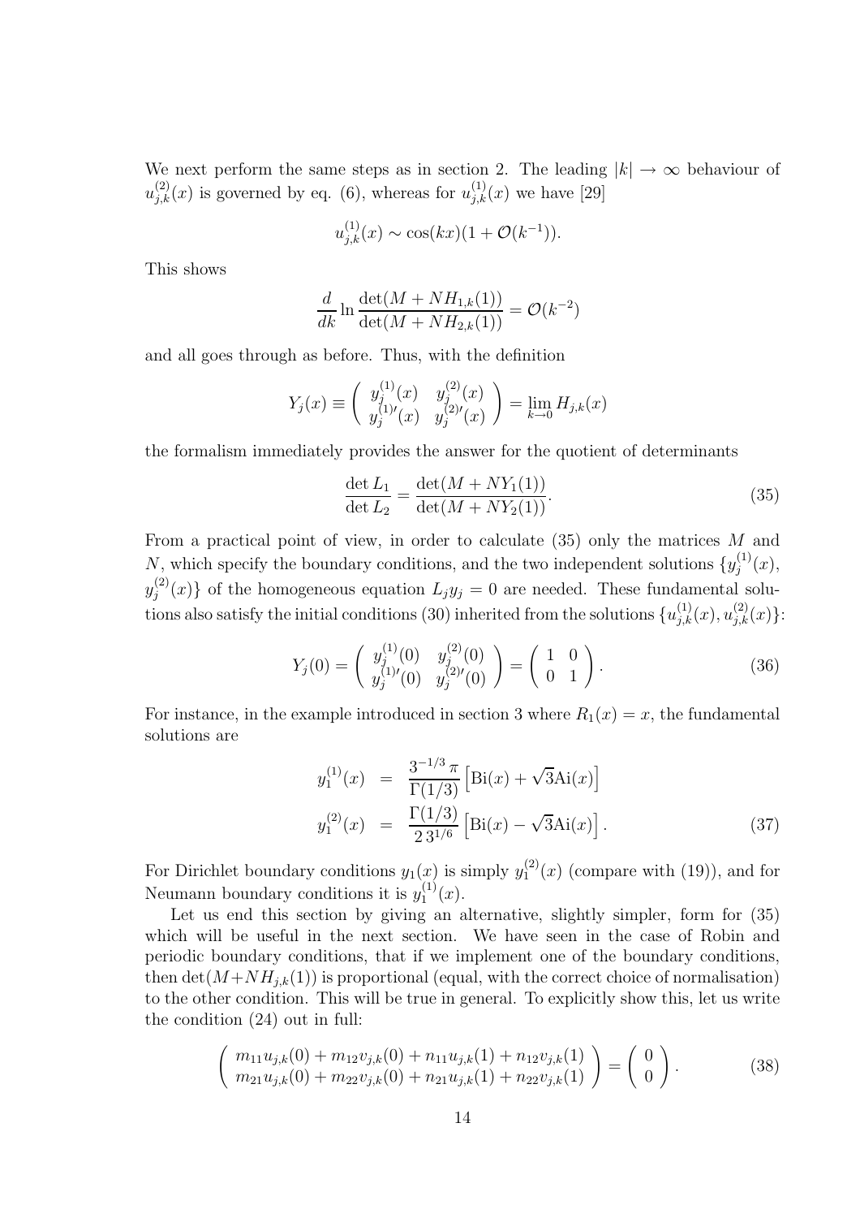We next perform the same steps as in section 2. The leading $|k| \to \infty$ behaviour of $u_{j,k}^{(2)}(x)$ is governed by eq. (6), whereas for $u_{j,k}^{(1)}(x)$ we have [29]

$$u_{j,k}^{(1)}(x) \sim \cos(kx)(1 + \mathcal{O}(k^{-1})).$$

This shows

$$\frac{d}{dk} \ln \frac{\det(M + NH_{1,k}(1))}{\det(M + NH_{2,k}(1))} = \mathcal{O}(k^{-2})$$

and all goes through as before. Thus, with the definition

$$Y_j(x) \equiv \begin{pmatrix} y_j^{(1)}(x) & y_j^{(2)}(x) \\ y_j^{(1)\prime}(x) & y_j^{(2)\prime}(x) \end{pmatrix} = \lim_{k \to 0} H_{j,k}(x)$$

the formalism immediately provides the answer for the quotient of determinants

$$\frac{\det L_1}{\det L_2} = \frac{\det(M + NY_1(1))}{\det(M + NY_2(1))}. \tag{35}$$

From a practical point of view, in order to calculate (35) only the matrices $M$ and $N$, which specify the boundary conditions, and the two independent solutions $\{y_j^{(1)}(x), y_j^{(2)}(x)\}$ of the homogeneous equation $L_j y_j = 0$ are needed. These fundamental solutions also satisfy the initial conditions (30) inherited from the solutions $\{u_{j,k}^{(1)}(x), u_{j,k}^{(2)}(x)\}$:

$$Y_j(0) = \begin{pmatrix} y_j^{(1)}(0) & y_j^{(2)}(0) \\ y_j^{(1)\prime}(0) & y_j^{(2)\prime}(0) \end{pmatrix} = \begin{pmatrix} 1 & 0 \\ 0 & 1 \end{pmatrix}. \tag{36}$$

For instance, in the example introduced in section 3 where $R_1(x) = x$, the fundamental solutions are

$$\begin{aligned} y_1^{(1)}(x) &= \frac{3^{-1/3}\,\pi}{\Gamma(1/3)} \left[ \mathrm{Bi}(x) + \sqrt{3}\mathrm{Ai}(x) \right] \\ y_1^{(2)}(x) &= \frac{\Gamma(1/3)}{2\,3^{1/6}} \left[ \mathrm{Bi}(x) - \sqrt{3}\mathrm{Ai}(x) \right]. \end{aligned} \tag{37}$$

For Dirichlet boundary conditions $y_1(x)$ is simply $y_1^{(2)}(x)$ (compare with (19)), and for Neumann boundary conditions it is $y_1^{(1)}(x)$.

Let us end this section by giving an alternative, slightly simpler, form for (35) which will be useful in the next section. We have seen in the case of Robin and periodic boundary conditions, that if we implement one of the boundary conditions, then $\det(M+NH_{j,k}(1))$ is proportional (equal, with the correct choice of normalisation) to the other condition. This will be true in general. To explicitly show this, let us write the condition (24) out in full:

$$\begin{pmatrix} m_{11}u_{j,k}(0) + m_{12}v_{j,k}(0) + n_{11}u_{j,k}(1) + n_{12}v_{j,k}(1) \\ m_{21}u_{j,k}(0) + m_{22}v_{j,k}(0) + n_{21}u_{j,k}(1) + n_{22}v_{j,k}(1) \end{pmatrix} = \begin{pmatrix} 0 \\ 0 \end{pmatrix}. \tag{38}$$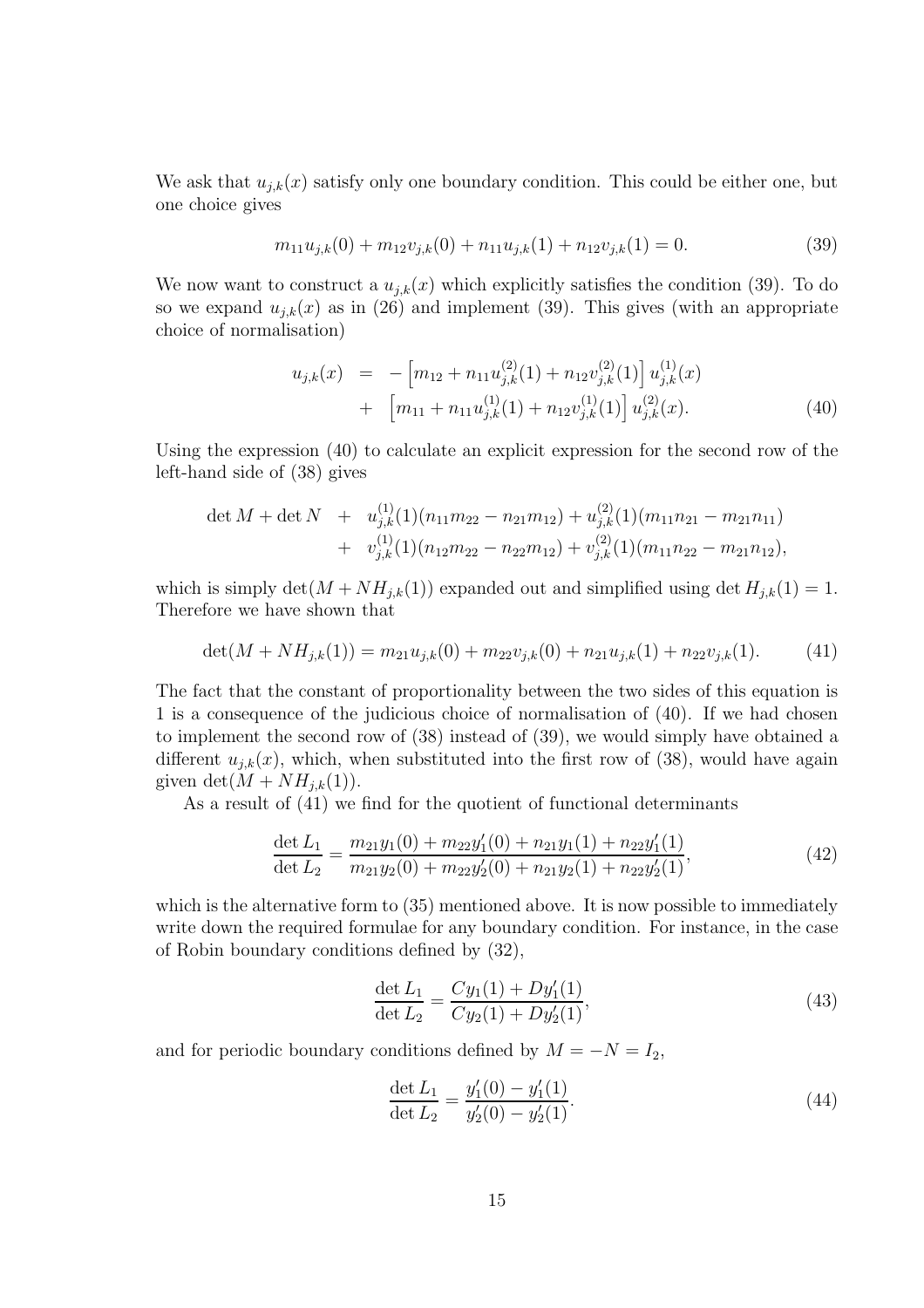We ask that $u_{j,k}(x)$ satisfy only one boundary condition. This could be either one, but one choice gives

$$m_{11}u_{j,k}(0) + m_{12}v_{j,k}(0) + n_{11}u_{j,k}(1) + n_{12}v_{j,k}(1) = 0. \tag{39}$$

We now want to construct a $u_{j,k}(x)$ which explicitly satisfies the condition (39). To do so we expand $u_{j,k}(x)$ as in (26) and implement (39). This gives (with an appropriate choice of normalisation)

$$\begin{aligned} u_{j,k}(x) &= -\left[m_{12} + n_{11}u^{(2)}_{j,k}(1) + n_{12}v^{(2)}_{j,k}(1)\right] u^{(1)}_{j,k}(x) \\ &+ \left[m_{11} + n_{11}u^{(1)}_{j,k}(1) + n_{12}v^{(1)}_{j,k}(1)\right] u^{(2)}_{j,k}(x). \end{aligned} \tag{40}$$

Using the expression (40) to calculate an explicit expression for the second row of the left-hand side of (38) gives

$$\begin{aligned} \det M + \det N &+ u^{(1)}_{j,k}(1)(n_{11}m_{22} - n_{21}m_{12}) + u^{(2)}_{j,k}(1)(m_{11}n_{21} - m_{21}n_{11}) \\ &+ v^{(1)}_{j,k}(1)(n_{12}m_{22} - n_{22}m_{12}) + v^{(2)}_{j,k}(1)(m_{11}n_{22} - m_{21}n_{12}), \end{aligned}$$

which is simply $\det(M + NH_{j,k}(1))$ expanded out and simplified using $\det H_{j,k}(1) = 1$. Therefore we have shown that

$$\det(M + NH_{j,k}(1)) = m_{21}u_{j,k}(0) + m_{22}v_{j,k}(0) + n_{21}u_{j,k}(1) + n_{22}v_{j,k}(1). \tag{41}$$

The fact that the constant of proportionality between the two sides of this equation is 1 is a consequence of the judicious choice of normalisation of (40). If we had chosen to implement the second row of (38) instead of (39), we would simply have obtained a different $u_{j,k}(x)$, which, when substituted into the first row of (38), would have again given $\det(M + NH_{j,k}(1))$.

As a result of (41) we find for the quotient of functional determinants

$$\frac{\det L_1}{\det L_2} = \frac{m_{21}y_1(0) + m_{22}y'_1(0) + n_{21}y_1(1) + n_{22}y'_1(1)}{m_{21}y_2(0) + m_{22}y'_2(0) + n_{21}y_2(1) + n_{22}y'_2(1)}, \tag{42}$$

which is the alternative form to (35) mentioned above. It is now possible to immediately write down the required formulae for any boundary condition. For instance, in the case of Robin boundary conditions defined by (32),

$$\frac{\det L_1}{\det L_2} = \frac{Cy_1(1) + Dy'_1(1)}{Cy_2(1) + Dy'_2(1)}, \tag{43}$$

and for periodic boundary conditions defined by $M = -N = I_2$,

$$\frac{\det L_1}{\det L_2} = \frac{y'_1(0) - y'_1(1)}{y'_2(0) - y'_2(1)}. \tag{44}$$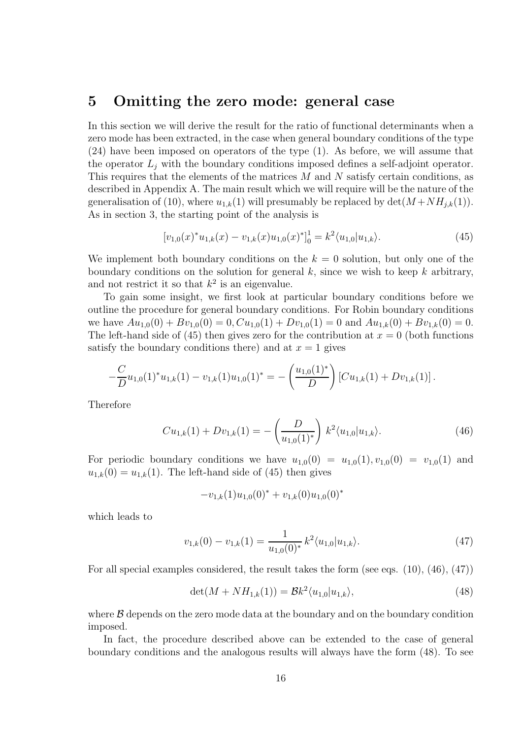## 5 Omitting the zero mode: general case

In this section we will derive the result for the ratio of functional determinants when a zero mode has been extracted, in the case when general boundary conditions of the type (24) have been imposed on operators of the type (1). As before, we will assume that the operator $L_j$ with the boundary conditions imposed defines a self-adjoint operator. This requires that the elements of the matrices $M$ and $N$ satisfy certain conditions, as described in Appendix A. The main result which we will require will be the nature of the generalisation of (10), where $u_{1,k}(1)$ will presumably be replaced by $\det(M+NH_{j,k}(1))$. As in section 3, the starting point of the analysis is

$$[v_{1,0}(x)^* u_{1,k}(x) - v_{1,k}(x) u_{1,0}(x)^*]_0^1 = k^2 \langle u_{1,0} | u_{1,k} \rangle. \tag{45}$$

We implement both boundary conditions on the $k=0$ solution, but only one of the boundary conditions on the solution for general $k$, since we wish to keep $k$ arbitrary, and not restrict it so that $k^2$ is an eigenvalue.

To gain some insight, we first look at particular boundary conditions before we outline the procedure for general boundary conditions. For Robin boundary conditions we have $Au_{1,0}(0) + Bv_{1,0}(0) = 0, Cu_{1,0}(1) + Dv_{1,0}(1) = 0$ and $Au_{1,k}(0) + Bv_{1,k}(0) = 0$. The left-hand side of (45) then gives zero for the contribution at $x=0$ (both functions satisfy the boundary conditions there) and at $x=1$ gives

$$-\frac{C}{D} u_{1,0}(1)^* u_{1,k}(1) - v_{1,k}(1) u_{1,0}(1)^* = -\left(\frac{u_{1,0}(1)^*}{D}\right) [Cu_{1,k}(1) + Dv_{1,k}(1)].$$

Therefore

$$Cu_{1,k}(1) + Dv_{1,k}(1) = -\left(\frac{D}{u_{1,0}(1)^*}\right) k^2 \langle u_{1,0} | u_{1,k} \rangle. \tag{46}$$

For periodic boundary conditions we have $u_{1,0}(0) = u_{1,0}(1), v_{1,0}(0) = v_{1,0}(1)$ and $u_{1,k}(0) = u_{1,k}(1)$. The left-hand side of (45) then gives

$$-v_{1,k}(1) u_{1,0}(0)^* + v_{1,k}(0) u_{1,0}(0)^*$$

which leads to

$$v_{1,k}(0) - v_{1,k}(1) = \frac{1}{u_{1,0}(0)^*} k^2 \langle u_{1,0} | u_{1,k} \rangle. \tag{47}$$

For all special examples considered, the result takes the form (see eqs. (10), (46), (47))

$$\det(M + NH_{1,k}(1)) = \mathcal{B} k^2 \langle u_{1,0} | u_{1,k} \rangle, \tag{48}$$

where $\mathcal{B}$ depends on the zero mode data at the boundary and on the boundary condition imposed.

In fact, the procedure described above can be extended to the case of general boundary conditions and the analogous results will always have the form (48). To see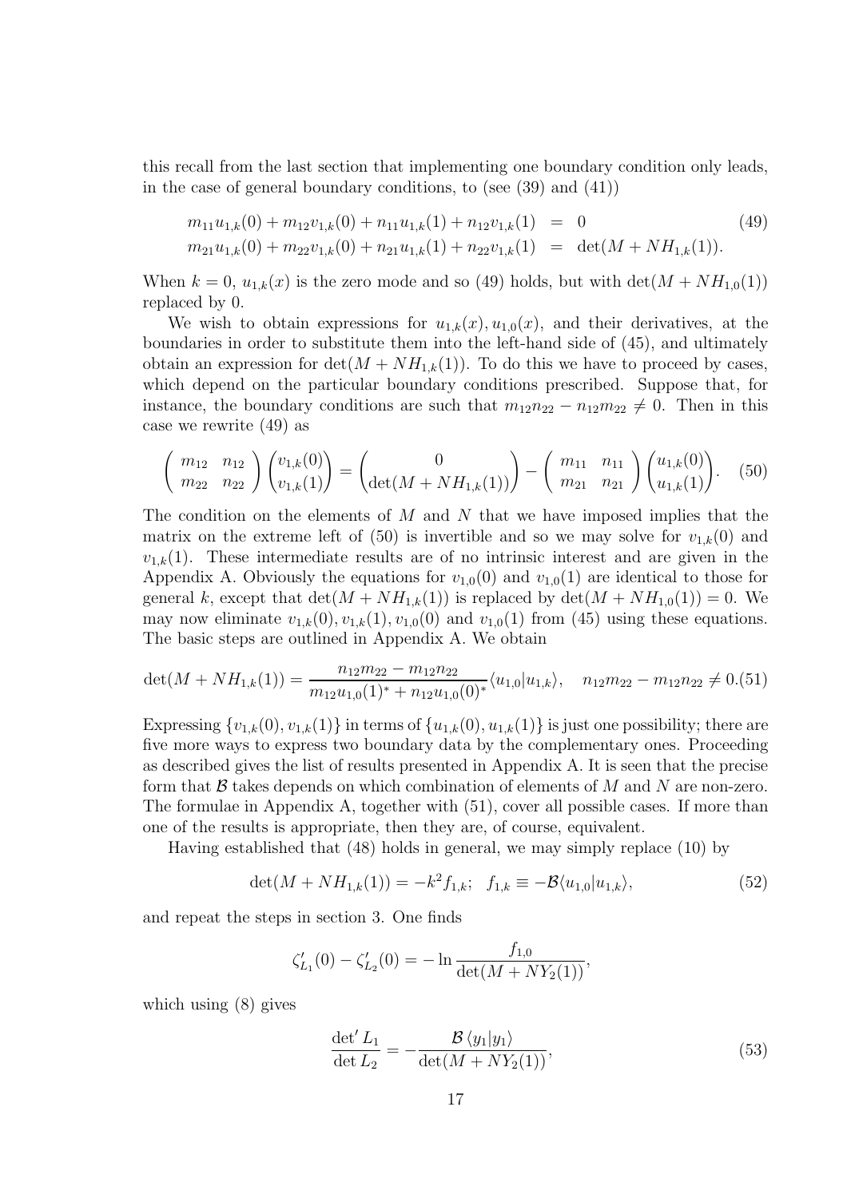this recall from the last section that implementing one boundary condition only leads, in the case of general boundary conditions, to (see (39) and (41))

$$\begin{aligned} m_{11}u_{1,k}(0) + m_{12}v_{1,k}(0) + n_{11}u_{1,k}(1) + n_{12}v_{1,k}(1) &= 0 \\ m_{21}u_{1,k}(0) + m_{22}v_{1,k}(0) + n_{21}u_{1,k}(1) + n_{22}v_{1,k}(1) &= \det(M + NH_{1,k}(1)). \end{aligned} \tag{49}$$

When $k = 0$, $u_{1,k}(x)$ is the zero mode and so (49) holds, but with $\det(M + NH_{1,0}(1))$ replaced by 0.

We wish to obtain expressions for $u_{1,k}(x), u_{0,k}(x)$, and their derivatives, at the boundaries in order to substitute them into the left-hand side of (45), and ultimately obtain an expression for $\det(M + NH_{1,k}(1))$. To do this we have to proceed by cases, which depend on the particular boundary conditions prescribed. Suppose that, for instance, the boundary conditions are such that $m_{12}n_{22} - n_{12}m_{22} \neq 0$. Then in this case we rewrite (49) as

$$\begin{pmatrix} m_{12} & n_{12} \\ m_{22} & n_{22} \end{pmatrix} \begin{pmatrix} v_{1,k}(0) \\ v_{1,k}(1) \end{pmatrix} = \begin{pmatrix} 0 \\ \det(M + NH_{1,k}(1)) \end{pmatrix} - \begin{pmatrix} m_{11} & n_{11} \\ m_{21} & n_{21} \end{pmatrix} \begin{pmatrix} u_{1,k}(0) \\ u_{1,k}(1) \end{pmatrix}. \tag{50}$$

The condition on the elements of $M$ and $N$ that we have imposed implies that the matrix on the extreme left of (50) is invertible and so we may solve for $v_{1,k}(0)$ and $v_{1,k}(1)$. These intermediate results are of no intrinsic interest and are given in the Appendix A. Obviously the equations for $v_{1,0}(0)$ and $v_{1,0}(1)$ are identical to those for general $k$, except that $\det(M + NH_{1,k}(1))$ is replaced by $\det(M + NH_{1,0}(1)) = 0$. We may now eliminate $v_{1,k}(0), v_{1,k}(1), v_{1,0}(0)$ and $v_{1,0}(1)$ from (45) using these equations. The basic steps are outlined in Appendix A. We obtain

$$\det(M + NH_{1,k}(1)) = \frac{n_{12}m_{22} - m_{12}n_{22}}{m_{12}u_{1,0}(1)^* + n_{12}u_{1,0}(0)^*} \langle u_{1,0}|u_{1,k}\rangle, \quad n_{12}m_{22} - m_{12}n_{22} \neq 0. \tag{51}$$

Expressing $\{v_{1,k}(0), v_{1,k}(1)\}$ in terms of $\{u_{1,k}(0), u_{1,k}(1)\}$ is just one possibility; there are five more ways to express two boundary data by the complementary ones. Proceeding as described gives the list of results presented in Appendix A. It is seen that the precise form that $\mathcal{B}$ takes depends on which combination of elements of $M$ and $N$ are non-zero. The formulae in Appendix A, together with (51), cover all possible cases. If more than one of the results is appropriate, then they are, of course, equivalent.

Having established that (48) holds in general, we may simply replace (10) by

$$\det(M + NH_{1,k}(1)) = -k^2 f_{1,k}; \quad f_{1,k} \equiv -\mathcal{B}\langle u_{1,0}|u_{1,k}\rangle, \tag{52}$$

and repeat the steps in section 3. One finds

$$\zeta'_{L_1}(0) - \zeta'_{L_2}(0) = -\ln \frac{f_{1,0}}{\det(M + NY_2(1))},$$

which using (8) gives

$$\frac{\det' L_1}{\det L_2} = -\frac{\mathcal{B}\,\langle y_1|y_1\rangle}{\det(M + NY_2(1))}, \tag{53}$$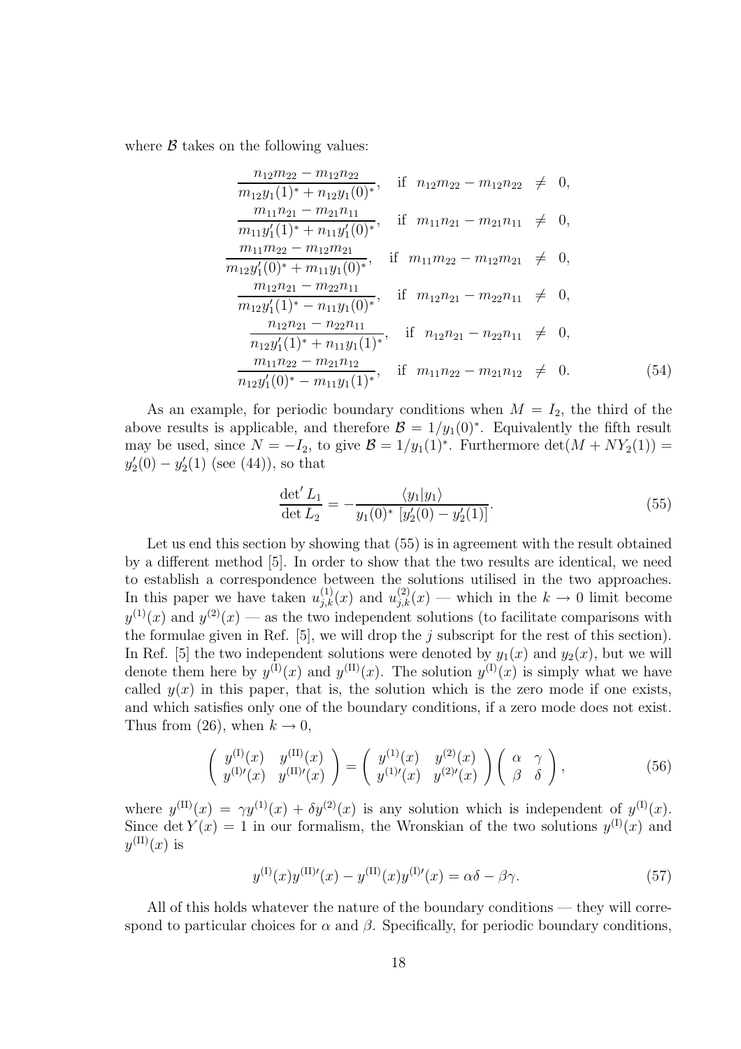where $\mathcal{B}$ takes on the following values:

$$
\begin{aligned}
\frac{n_{12}m_{22} - m_{12}n_{22}}{m_{12}y_1(1)^* + n_{12}y_1(0)^*}, &\quad \text{if} \quad n_{12}m_{22} - m_{12}n_{22} \neq 0, \\
\frac{m_{11}n_{21} - m_{21}n_{11}}{m_{11}y_1'(1)^* + n_{11}y_1'(0)^*}, &\quad \text{if} \quad m_{11}n_{21} - m_{21}n_{11} \neq 0, \\
\frac{m_{11}m_{22} - m_{12}m_{21}}{m_{12}y_1'(0)^* + m_{11}y_1(0)^*}, &\quad \text{if} \quad m_{11}m_{22} - m_{12}m_{21} \neq 0, \\
\frac{m_{12}n_{21} - m_{22}n_{11}}{m_{12}y_1'(1)^* - n_{11}y_1(0)^*}, &\quad \text{if} \quad m_{12}n_{21} - m_{22}n_{11} \neq 0, \\
\frac{n_{12}n_{21} - n_{22}n_{11}}{n_{12}y_1'(1)^* + n_{11}y_1(1)^*}, &\quad \text{if} \quad n_{12}n_{21} - n_{22}n_{11} \neq 0, \\
\frac{m_{11}n_{22} - m_{21}n_{12}}{n_{12}y_1'(0)^* - m_{11}y_1(1)^*}, &\quad \text{if} \quad m_{11}n_{22} - m_{21}n_{12} \neq 0.
\end{aligned}
\tag{54}
$$

As an example, for periodic boundary conditions when $M = I_2$, the third of the above results is applicable, and therefore $\mathcal{B} = 1/y_1(0)^*$. Equivalently the fifth result may be used, since $N = -I_2$, to give $\mathcal{B} = 1/y_1(1)^*$. Furthermore $\det(M + NY_2(1)) = y_2'(0) - y_2'(1)$ (see (44)), so that

$$
\frac{\det' L_1}{\det L_2} = -\frac{\langle y_1 | y_1 \rangle}{y_1(0)^* \, [y_2'(0) - y_2'(1)]}. \tag{55}
$$

Let us end this section by showing that (55) is in agreement with the result obtained by a different method [5]. In order to show that the two results are identical, we need to establish a correspondence between the solutions utilised in the two approaches. In this paper we have taken $u^{(1)}_{j,k}(x)$ and $u^{(2)}_{j,k}(x)$ — which in the $k \to 0$ limit become $y^{(1)}(x)$ and $y^{(2)}(x)$ — as the two independent solutions (to facilitate comparisons with the formulae given in Ref. [5], we will drop the $j$ subscript for the rest of this section). In Ref. [5] the two independent solutions were denoted by $y_1(x)$ and $y_2(x)$, but we will denote them here by $y^{(\mathrm{I})}(x)$ and $y^{(\mathrm{II})}(x)$. The solution $y^{(\mathrm{I})}(x)$ is simply what we have called $y(x)$ in this paper, that is, the solution which is the zero mode if one exists, and which satisfies only one of the boundary conditions, if a zero mode does not exist. Thus from (26), when $k \to 0$,

$$
\begin{pmatrix} y^{(\mathrm{I})}(x) & y^{(\mathrm{II})}(x) \\ y^{(\mathrm{I})\prime}(x) & y^{(\mathrm{II})\prime}(x) \end{pmatrix} = \begin{pmatrix} y^{(1)}(x) & y^{(2)}(x) \\ y^{(1)\prime}(x) & y^{(2)\prime}(x) \end{pmatrix} \begin{pmatrix} \alpha & \gamma \\ \beta & \delta \end{pmatrix}, \tag{56}
$$

where $y^{(\mathrm{II})}(x) = \gamma y^{(1)}(x) + \delta y^{(2)}(x)$ is any solution which is independent of $y^{(\mathrm{I})}(x)$. Since $\det Y(x) = 1$ in our formalism, the Wronskian of the two solutions $y^{(\mathrm{I})}(x)$ and $y^{(\mathrm{II})}(x)$ is

$$
y^{(\mathrm{I})}(x) y^{(\mathrm{II})\prime}(x) - y^{(\mathrm{II})}(x) y^{(\mathrm{I})\prime}(x) = \alpha\delta - \beta\gamma. \tag{57}
$$

All of this holds whatever the nature of the boundary conditions — they will correspond to particular choices for $\alpha$ and $\beta$. Specifically, for periodic boundary conditions,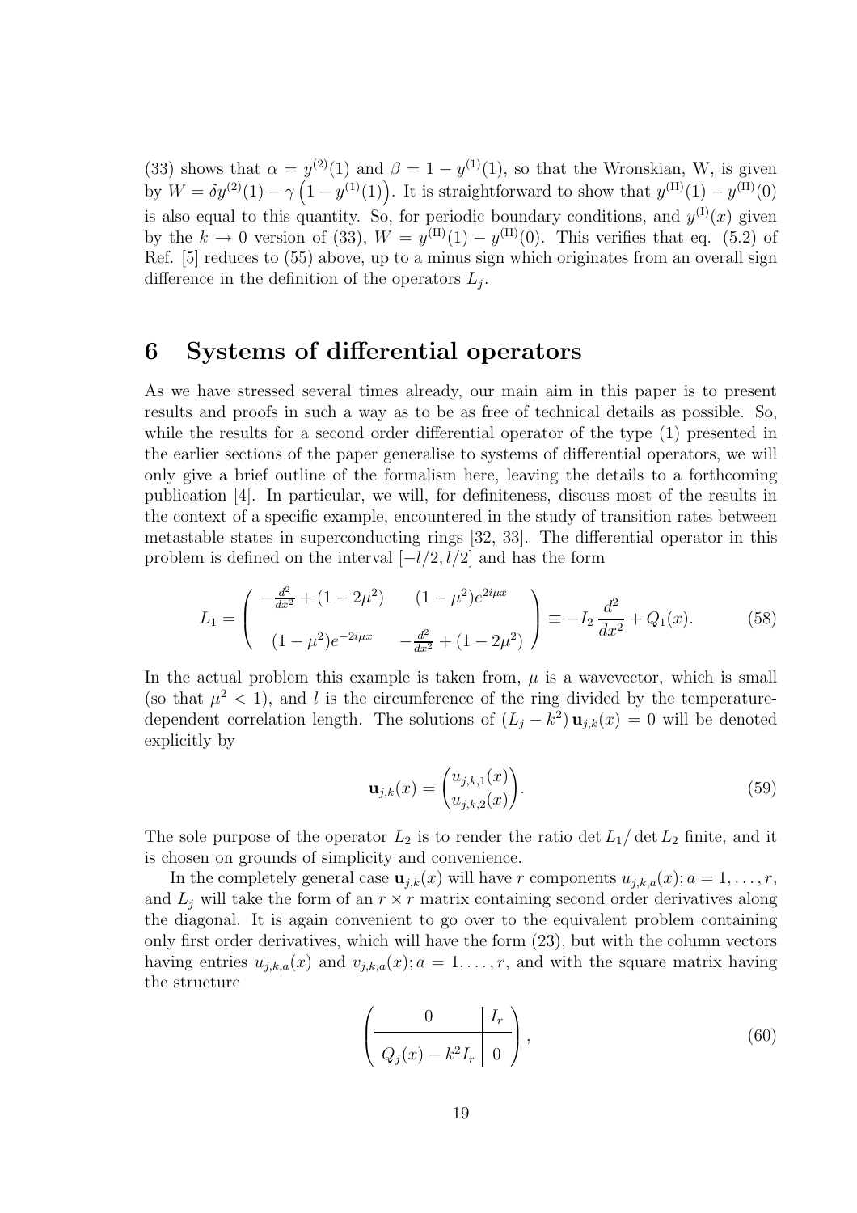(33) shows that $\alpha = y^{(2)}(1)$ and $\beta = 1 - y^{(1)}(1)$, so that the Wronskian, W, is given by $W = \delta y^{(2)}(1) - \gamma\left(1 - y^{(1)}(1)\right)$. It is straightforward to show that $y^{(\mathrm{II})}(1) - y^{(\mathrm{II})}(0)$ is also equal to this quantity. So, for periodic boundary conditions, and $y^{(\mathrm{I})}(x)$ given by the $k \to 0$ version of (33), $W = y^{(\mathrm{II})}(1) - y^{(\mathrm{II})}(0)$. This verifies that eq. (5.2) of Ref. [5] reduces to (55) above, up to a minus sign which originates from an overall sign difference in the definition of the operators $L_j$.

## 6 Systems of differential operators

As we have stressed several times already, our main aim in this paper is to present results and proofs in such a way as to be as free of technical details as possible. So, while the results for a second order differential operator of the type (1) presented in the earlier sections of the paper generalise to systems of differential operators, we will only give a brief outline of the formalism here, leaving the details to a forthcoming publication [4]. In particular, we will, for definiteness, discuss most of the results in the context of a specific example, encountered in the study of transition rates between metastable states in superconducting rings [32, 33]. The differential operator in this problem is defined on the interval $[-l/2, l/2]$ and has the form

$$L_1 = \begin{pmatrix} -\frac{d^2}{dx^2} + (1 - 2\mu^2) & (1 - \mu^2)e^{2i\mu x} \\ & \\ (1 - \mu^2)e^{-2i\mu x} & -\frac{d^2}{dx^2} + (1 - 2\mu^2) \end{pmatrix} \equiv -I_2\,\frac{d^2}{dx^2} + Q_1(x). \tag{58}$$

In the actual problem this example is taken from, $\mu$ is a wavevector, which is small (so that $\mu^2 < 1$), and $l$ is the circumference of the ring divided by the temperature-dependent correlation length. The solutions of $(L_j - k^2)\,\mathbf{u}_{j,k}(x) = 0$ will be denoted explicitly by

$$\mathbf{u}_{j,k}(x) = \begin{pmatrix} u_{j,k,1}(x) \\ u_{j,k,2}(x) \end{pmatrix}. \tag{59}$$

The sole purpose of the operator $L_2$ is to render the ratio $\det L_1/\det L_2$ finite, and it is chosen on grounds of simplicity and convenience.

In the completely general case $\mathbf{u}_{j,k}(x)$ will have $r$ components $u_{j,k,a}(x); a = 1, \ldots, r$, and $L_j$ will take the form of an $r \times r$ matrix containing second order derivatives along the diagonal. It is again convenient to go over to the equivalent problem containing only first order derivatives, which will have the form (23), but with the column vectors having entries $u_{j,k,a}(x)$ and $v_{j,k,a}(x); a = 1, \ldots, r$, and with the square matrix having the structure

$$\left(\begin{array}{c|c} 0 & I_r \\ \hline Q_j(x) - k^2 I_r & 0 \end{array}\right), \tag{60}$$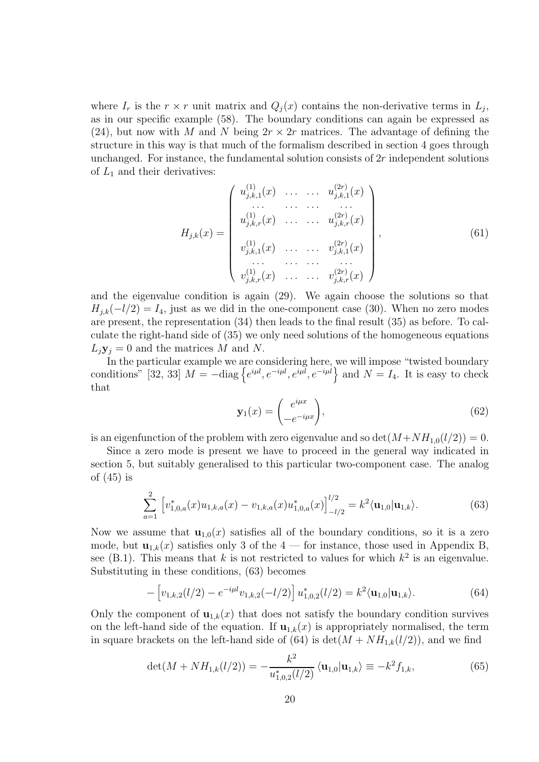where $I_r$ is the $r \times r$ unit matrix and $Q_j(x)$ contains the non-derivative terms in $L_j$, as in our specific example (58). The boundary conditions can again be expressed as (24), but now with $M$ and $N$ being $2r \times 2r$ matrices. The advantage of defining the structure in this way is that much of the formalism described in section 4 goes through unchanged. For instance, the fundamental solution consists of $2r$ independent solutions of $L_1$ and their derivatives:

$$
H_{j,k}(x) = \begin{pmatrix} u_{j,k,1}^{(1)}(x) & \dots & \dots & u_{j,k,1}^{(2r)}(x) \\ \dots & \dots & \dots & \dots \\ u_{j,k,r}^{(1)}(x) & \dots & \dots & u_{j,k,r}^{(2r)}(x) \\ \\ v_{j,k,1}^{(1)}(x) & \dots & \dots & v_{j,k,1}^{(2r)}(x) \\ \dots & \dots & \dots & \dots \\ v_{j,k,r}^{(1)}(x) & \dots & \dots & v_{j,k,r}^{(2r)}(x) \end{pmatrix}, \tag{61}
$$

and the eigenvalue condition is again (29). We again choose the solutions so that $H_{j,k}(-l/2) = I_4$, just as we did in the one-component case (30). When no zero modes are present, the representation (34) then leads to the final result (35) as before. To calculate the right-hand side of (35) we only need solutions of the homogeneous equations $L_j \mathbf{y}_j = 0$ and the matrices $M$ and $N$.

In the particular example we are considering here, we will impose "twisted boundary conditions" [32, 33] $M = -\mathrm{diag}\left\{e^{i\mu l}, e^{-i\mu l}, e^{i\mu l}, e^{-i\mu l}\right\}$ and $N = I_4$. It is easy to check that

$$
\mathbf{y}_1(x) = \begin{pmatrix} e^{i\mu x} \\ -e^{-i\mu x} \end{pmatrix}, \tag{62}
$$

is an eigenfunction of the problem with zero eigenvalue and so $\det(M + NH_{1,0}(l/2)) = 0$.

Since a zero mode is present we have to proceed in the general way indicated in section 5, but suitably generalised to this particular two-component case. The analog of (45) is

$$
\sum_{a=1}^{2} \left[ v_{1,0,a}^*(x) u_{1,k,a}(x) - v_{1,k,a}(x) u_{1,0,a}^*(x) \right]_{-l/2}^{l/2} = k^2 \langle \mathbf{u}_{1,0} | \mathbf{u}_{1,k} \rangle. \tag{63}
$$

Now we assume that $\mathbf{u}_{1,0}(x)$ satisfies all of the boundary conditions, so it is a zero mode, but $\mathbf{u}_{1,k}(x)$ satisfies only 3 of the 4 — for instance, those used in Appendix B, see (B.1). This means that $k$ is not restricted to values for which $k^2$ is an eigenvalue. Substituting in these conditions, (63) becomes

$$
-\left[ v_{1,k,2}(l/2) - e^{-i\mu l} v_{1,k,2}(-l/2) \right] u_{1,0,2}^*(l/2) = k^2 \langle \mathbf{u}_{1,0} | \mathbf{u}_{1,k} \rangle. \tag{64}
$$

Only the component of $\mathbf{u}_{1,k}(x)$ that does not satisfy the boundary condition survives on the left-hand side of the equation. If $\mathbf{u}_{1,k}(x)$ is appropriately normalised, the term in square brackets on the left-hand side of (64) is $\det(M + NH_{1,k}(l/2))$, and we find

$$
\det(M + NH_{1,k}(l/2)) = -\frac{k^2}{u_{1,0,2}^*(l/2)} \langle \mathbf{u}_{1,0} | \mathbf{u}_{1,k} \rangle \equiv -k^2 f_{1,k}, \tag{65}
$$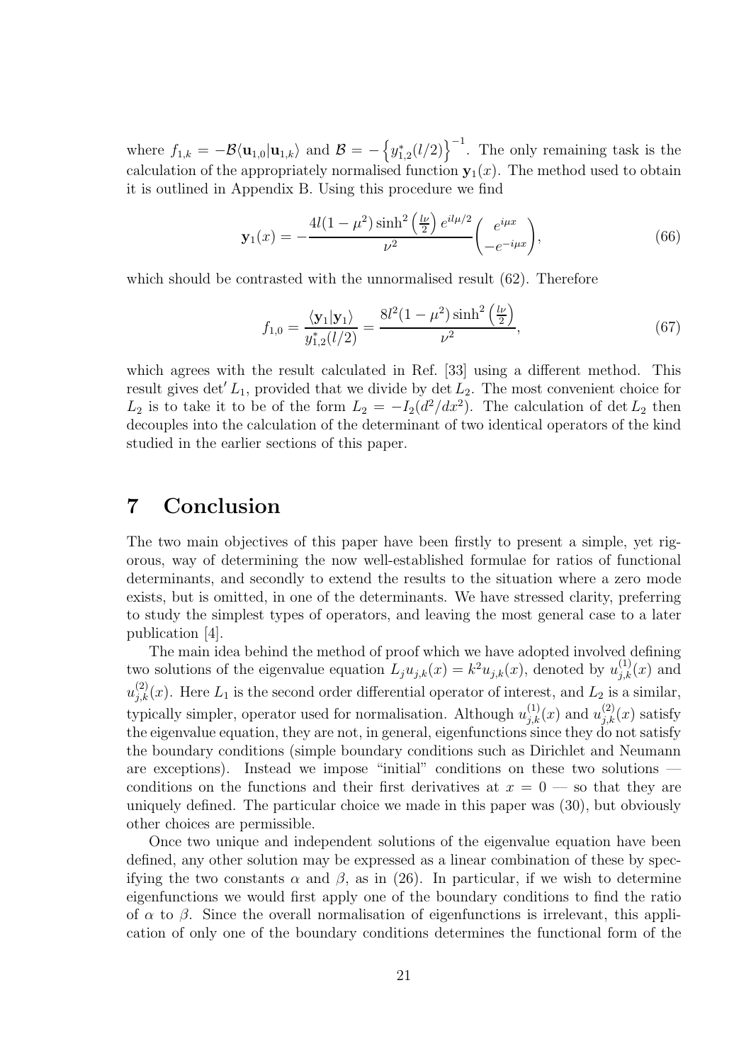where $f_{1,k} = -\mathcal{B}\langle \mathbf{u}_{1,0}|\mathbf{u}_{1,k}\rangle$ and $\mathcal{B} = -\left\{y^*_{1,2}(l/2)\right\}^{-1}$. The only remaining task is the calculation of the appropriately normalised function $\mathbf{y}_1(x)$. The method used to obtain it is outlined in Appendix B. Using this procedure we find

$$\mathbf{y}_1(x) = -\frac{4l(1-\mu^2)\sinh^2\left(\frac{l\nu}{2}\right)e^{il\mu/2}}{\nu^2}\begin{pmatrix} e^{i\mu x} \\ -e^{-i\mu x}\end{pmatrix}, \tag{66}$$

which should be contrasted with the unnormalised result (62). Therefore

$$f_{1,0} = \frac{\langle \mathbf{y}_1|\mathbf{y}_1\rangle}{y^*_{1,2}(l/2)} = \frac{8l^2(1-\mu^2)\sinh^2\left(\frac{l\nu}{2}\right)}{\nu^2}, \tag{67}$$

which agrees with the result calculated in Ref. [33] using a different method. This result gives $\det' L_1$, provided that we divide by $\det L_2$. The most convenient choice for $L_2$ is to take it to be of the form $L_2 = -I_2(d^2/dx^2)$. The calculation of $\det L_2$ then decouples into the calculation of the determinant of two identical operators of the kind studied in the earlier sections of this paper.

# 7 Conclusion

The two main objectives of this paper have been firstly to present a simple, yet rigorous, way of determining the now well-established formulae for ratios of functional determinants, and secondly to extend the results to the situation where a zero mode exists, but is omitted, in one of the determinants. We have stressed clarity, preferring to study the simplest types of operators, and leaving the most general case to a later publication [4].

The main idea behind the method of proof which we have adopted involved defining two solutions of the eigenvalue equation $L_j u_{j,k}(x) = k^2 u_{j,k}(x)$, denoted by $u^{(1)}_{j,k}(x)$ and $u^{(2)}_{j,k}(x)$. Here $L_1$ is the second order differential operator of interest, and $L_2$ is a similar, typically simpler, operator used for normalisation. Although $u^{(1)}_{j,k}(x)$ and $u^{(2)}_{j,k}(x)$ satisfy the eigenvalue equation, they are not, in general, eigenfunctions since they do not satisfy the boundary conditions (simple boundary conditions such as Dirichlet and Neumann are exceptions). Instead we impose "initial" conditions on these two solutions — conditions on the functions and their first derivatives at $x = 0$ — so that they are uniquely defined. The particular choice we made in this paper was (30), but obviously other choices are permissible.

Once two unique and independent solutions of the eigenvalue equation have been defined, any other solution may be expressed as a linear combination of these by specifying the two constants $\alpha$ and $\beta$, as in (26). In particular, if we wish to determine eigenfunctions we would first apply one of the boundary conditions to find the ratio of $\alpha$ to $\beta$. Since the overall normalisation of eigenfunctions is irrelevant, this application of only one of the boundary conditions determines the functional form of the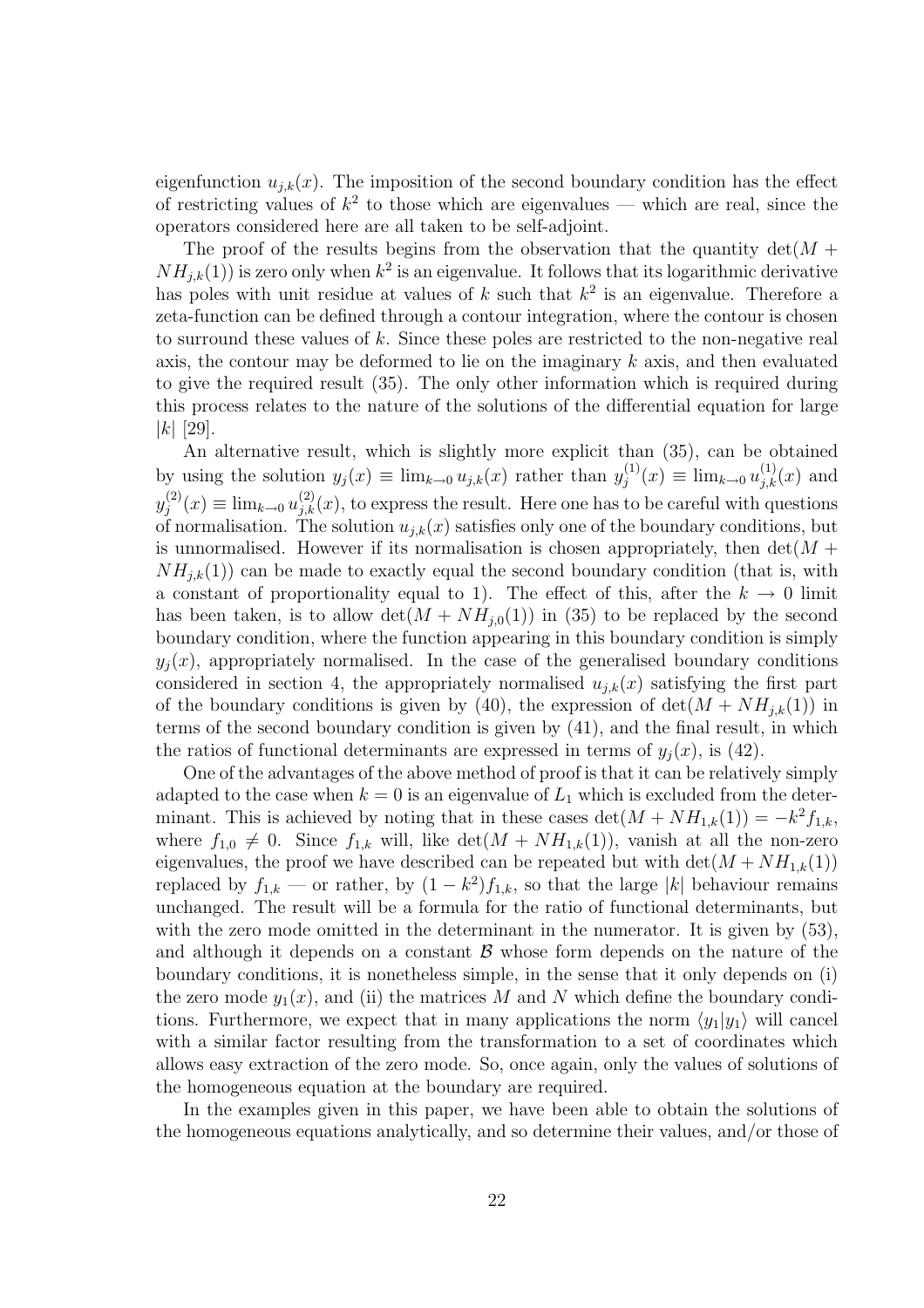eigenfunction $u_{j,k}(x)$. The imposition of the second boundary condition has the effect of restricting values of $k^2$ to those which are eigenvalues — which are real, since the operators considered here are all taken to be self-adjoint.

The proof of the results begins from the observation that the quantity $\det(M + NH_{j,k}(1))$ is zero only when $k^2$ is an eigenvalue. It follows that its logarithmic derivative has poles with unit residue at values of $k$ such that $k^2$ is an eigenvalue. Therefore a zeta-function can be defined through a contour integration, where the contour is chosen to surround these values of $k$. Since these poles are restricted to the non-negative real axis, the contour may be deformed to lie on the imaginary $k$ axis, and then evaluated to give the required result (35). The only other information which is required during this process relates to the nature of the solutions of the differential equation for large $|k|$ [29].

An alternative result, which is slightly more explicit than (35), can be obtained by using the solution $y_j(x) \equiv \lim_{k\to 0} u_{j,k}(x)$ rather than $y_j^{(1)}(x) \equiv \lim_{k\to 0} u_{j,k}^{(1)}(x)$ and $y_j^{(2)}(x) \equiv \lim_{k\to 0} u_{j,k}^{(2)}(x)$, to express the result. Here one has to be careful with questions of normalisation. The solution $u_{j,k}(x)$ satisfies only one of the boundary conditions, but is unnormalised. However if its normalisation is chosen appropriately, then $\det(M + NH_{j,k}(1))$ can be made to exactly equal the second boundary condition (that is, with a constant of proportionality equal to 1). The effect of this, after the $k \to 0$ limit has been taken, is to allow $\det(M + NH_{j,0}(1))$ in (35) to be replaced by the second boundary condition, where the function appearing in this boundary condition is simply $y_j(x)$, appropriately normalised. In the case of the generalised boundary conditions considered in section 4, the appropriately normalised $u_{j,k}(x)$ satisfying the first part of the boundary conditions is given by (40), the expression of $\det(M + NH_{j,k}(1))$ in terms of the second boundary condition is given by (41), and the final result, in which the ratios of functional determinants are expressed in terms of $y_j(x)$, is (42).

One of the advantages of the above method of proof is that it can be relatively simply adapted to the case when $k = 0$ is an eigenvalue of $L_1$ which is excluded from the determinant. This is achieved by noting that in these cases $\det(M + NH_{1,k}(1)) = -k^2 f_{1,k}$, where $f_{1,0} \neq 0$. Since $f_{1,k}$ will, like $\det(M + NH_{1,k}(1))$, vanish at all the non-zero eigenvalues, the proof we have described can be repeated but with $\det(M + NH_{1,k}(1))$ replaced by $f_{1,k}$ — or rather, by $(1 - k^2)f_{1,k}$, so that the large $|k|$ behaviour remains unchanged. The result will be a formula for the ratio of functional determinants, but with the zero mode omitted in the determinant in the numerator. It is given by (53), and although it depends on a constant $\mathcal{B}$ whose form depends on the nature of the boundary conditions, it is nonetheless simple, in the sense that it only depends on (i) the zero mode $y_1(x)$, and (ii) the matrices $M$ and $N$ which define the boundary conditions. Furthermore, we expect that in many applications the norm $\langle y_1 | y_1 \rangle$ will cancel with a similar factor resulting from the transformation to a set of coordinates which allows easy extraction of the zero mode. So, once again, only the values of solutions of the homogeneous equation at the boundary are required.

In the examples given in this paper, we have been able to obtain the solutions of the homogeneous equations analytically, and so determine their values, and/or those of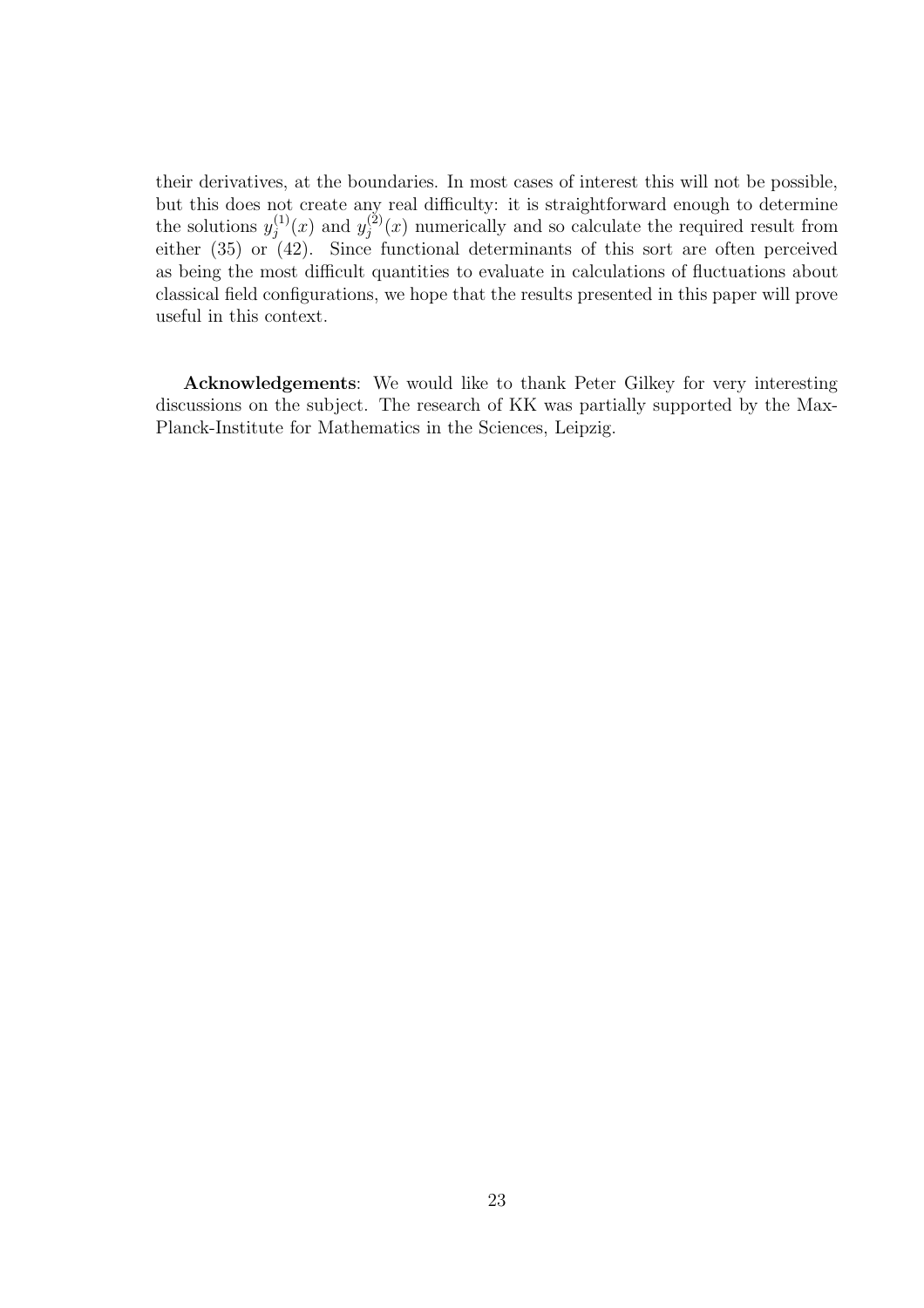their derivatives, at the boundaries. In most cases of interest this will not be possible, but this does not create any real difficulty: it is straightforward enough to determine the solutions $y_j^{(1)}(x)$ and $y_j^{(2)}(x)$ numerically and so calculate the required result from either (35) or (42). Since functional determinants of this sort are often perceived as being the most difficult quantities to evaluate in calculations of fluctuations about classical field configurations, we hope that the results presented in this paper will prove useful in this context.

**Acknowledgements**: We would like to thank Peter Gilkey for very interesting discussions on the subject. The research of KK was partially supported by the Max-Planck-Institute for Mathematics in the Sciences, Leipzig.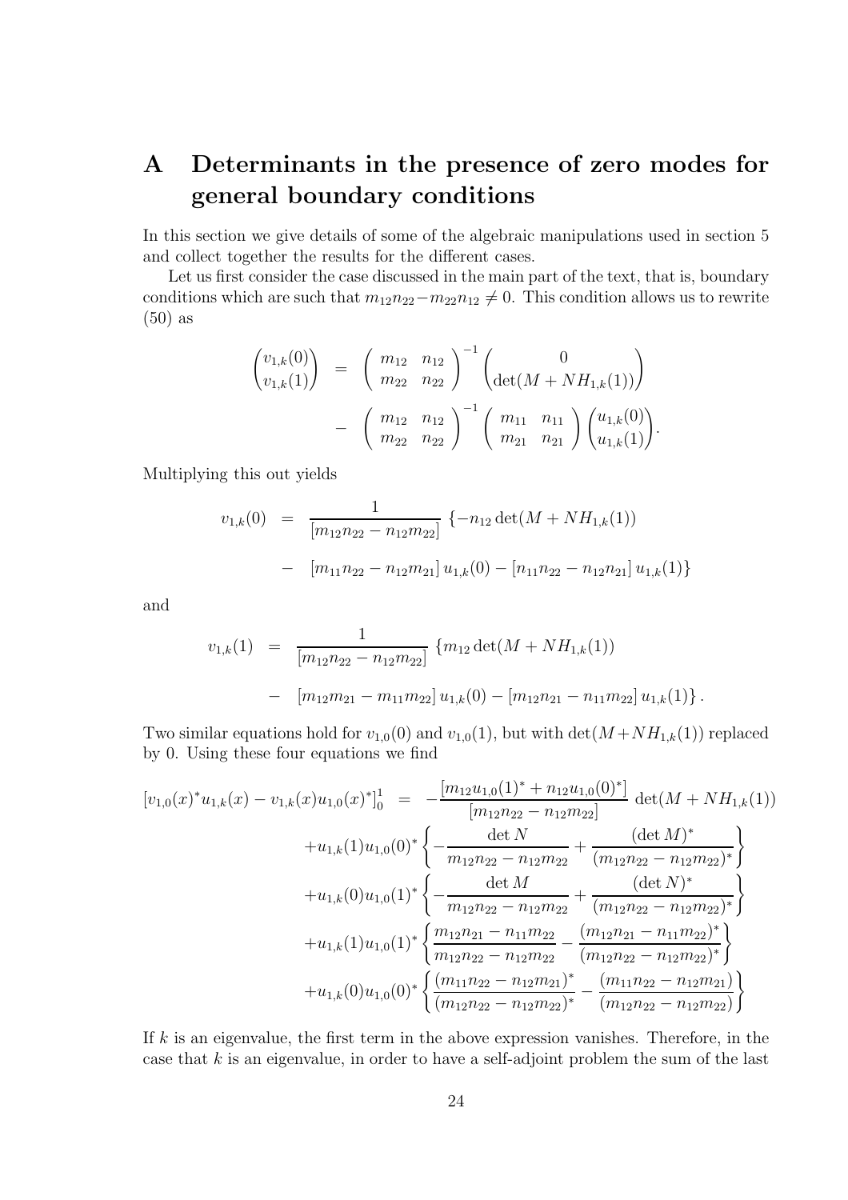# A Determinants in the presence of zero modes for general boundary conditions

In this section we give details of some of the algebraic manipulations used in section 5 and collect together the results for the different cases.

Let us first consider the case discussed in the main part of the text, that is, boundary conditions which are such that $m_{12}n_{22} - m_{22}n_{12} \neq 0$. This condition allows us to rewrite (50) as

$$
\begin{aligned}
\begin{pmatrix} v_{1,k}(0) \\ v_{1,k}(1) \end{pmatrix} &= \begin{pmatrix} m_{12} & n_{12} \\ m_{22} & n_{22} \end{pmatrix}^{-1} \begin{pmatrix} 0 \\ \det(M + NH_{1,k}(1)) \end{pmatrix} \\
&\quad - \begin{pmatrix} m_{12} & n_{12} \\ m_{22} & n_{22} \end{pmatrix}^{-1} \begin{pmatrix} m_{11} & n_{11} \\ m_{21} & n_{21} \end{pmatrix} \begin{pmatrix} u_{1,k}(0) \\ u_{1,k}(1) \end{pmatrix}.
\end{aligned}
$$

Multiplying this out yields

$$
\begin{aligned}
v_{1,k}(0) &= \frac{1}{[m_{12}n_{22} - n_{12}m_{22}]} \left\{ -n_{12} \det(M + NH_{1,k}(1)) \right. \\
&\quad - \left. [m_{11}n_{22} - n_{12}m_{21}] \, u_{1,k}(0) - [n_{11}n_{22} - n_{12}n_{21}] \, u_{1,k}(1) \right\}
\end{aligned}
$$

and

$$
\begin{aligned}
v_{1,k}(1) &= \frac{1}{[m_{12}n_{22} - n_{12}m_{22}]} \left\{ m_{12} \det(M + NH_{1,k}(1)) \right. \\
&\quad - \left. [m_{12}m_{21} - m_{11}m_{22}] \, u_{1,k}(0) - [m_{12}n_{21} - n_{11}m_{22}] \, u_{1,k}(1) \right\}.
\end{aligned}
$$

Two similar equations hold for $v_{1,0}(0)$ and $v_{1,0}(1)$, but with $\det(M+NH_{1,k}(1))$ replaced by 0. Using these four equations we find

$$
\begin{aligned}
[v_{1,0}(x)^* u_{1,k}(x) - v_{1,k}(x) u_{1,0}(x)^*]_0^1 &= -\frac{[m_{12}u_{1,0}(1)^* + n_{12}u_{1,0}(0)^*]}{[m_{12}n_{22} - n_{12}m_{22}]} \det(M + NH_{1,k}(1)) \\
&\quad + u_{1,k}(1) u_{1,0}(0)^* \left\{ -\frac{\det N}{m_{12}n_{22} - n_{12}m_{22}} + \frac{(\det M)^*}{(m_{12}n_{22} - n_{12}m_{22})^*} \right\} \\
&\quad + u_{1,k}(0) u_{1,0}(1)^* \left\{ -\frac{\det M}{m_{12}n_{22} - n_{12}m_{22}} + \frac{(\det N)^*}{(m_{12}n_{22} - n_{12}m_{22})^*} \right\} \\
&\quad + u_{1,k}(1) u_{1,0}(1)^* \left\{ \frac{m_{12}n_{21} - n_{11}m_{22}}{m_{12}n_{22} - n_{12}m_{22}} - \frac{(m_{12}n_{21} - n_{11}m_{22})^*}{(m_{12}n_{22} - n_{12}m_{22})^*} \right\} \\
&\quad + u_{1,k}(0) u_{1,0}(0)^* \left\{ \frac{(m_{11}n_{22} - n_{12}m_{21})^*}{(m_{12}n_{22} - n_{12}m_{22})^*} - \frac{(m_{11}n_{22} - n_{12}m_{21})}{(m_{12}n_{22} - n_{12}m_{22})} \right\}
\end{aligned}
$$

If $k$ is an eigenvalue, the first term in the above expression vanishes. Therefore, in the case that $k$ is an eigenvalue, in order to have a self-adjoint problem the sum of the last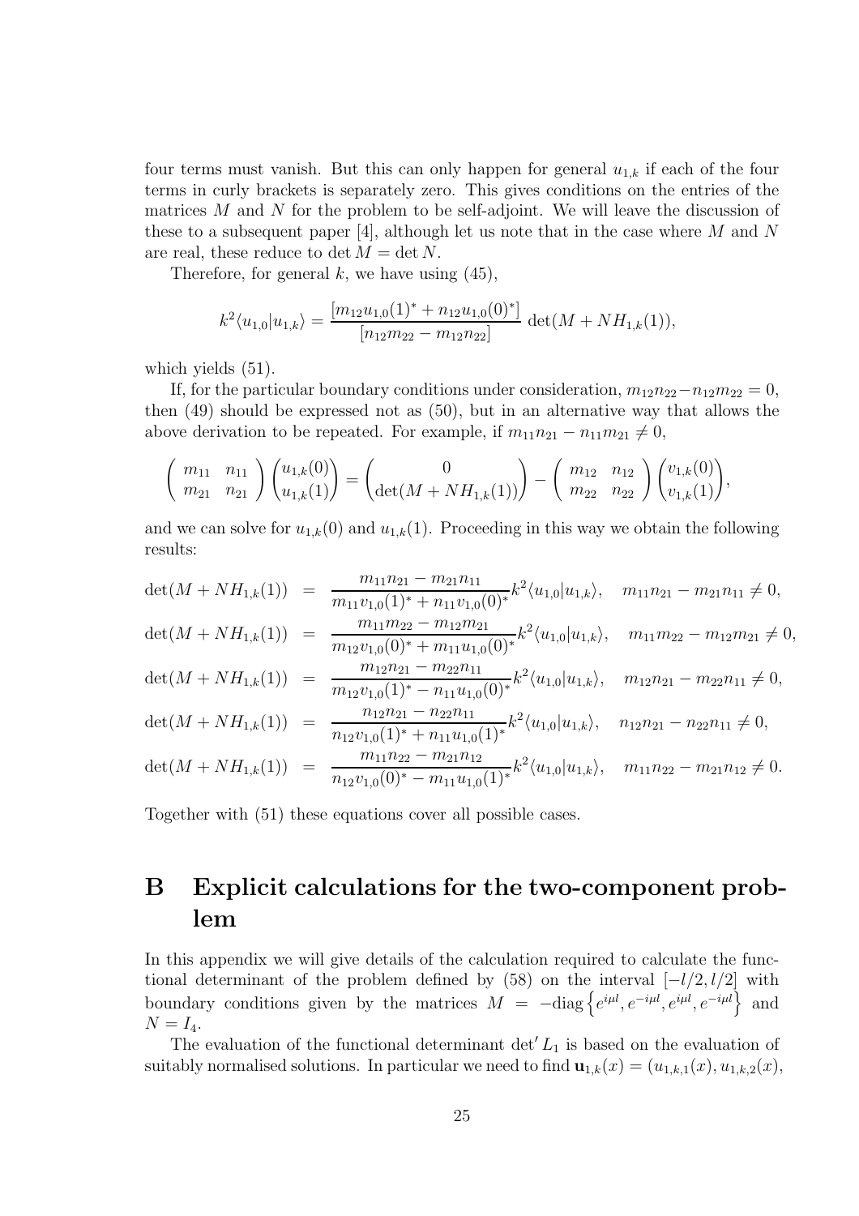four terms must vanish. But this can only happen for general $u_{1,k}$ if each of the four terms in curly brackets is separately zero. This gives conditions on the entries of the matrices $M$ and $N$ for the problem to be self-adjoint. We will leave the discussion of these to a subsequent paper [4], although let us note that in the case where $M$ and $N$ are real, these reduce to $\det M = \det N$.

Therefore, for general $k$, we have using (45),

$$k^2 \langle u_{1,0} | u_{1,k} \rangle = \frac{[m_{12} u_{1,0}(1)^* + n_{12} u_{1,0}(0)^*]}{[n_{12} m_{22} - m_{12} n_{22}]} \det(M + N H_{1,k}(1)),$$

which yields (51).

If, for the particular boundary conditions under consideration, $m_{12}n_{22} - n_{12}m_{22} = 0$, then (49) should be expressed not as (50), but in an alternative way that allows the above derivation to be repeated. For example, if $m_{11}n_{21} - n_{11}m_{21} \neq 0$,

$$\begin{pmatrix} m_{11} & n_{11} \\ m_{21} & n_{21} \end{pmatrix} \begin{pmatrix} u_{1,k}(0) \\ u_{1,k}(1) \end{pmatrix} = \begin{pmatrix} 0 \\ \det(M + N H_{1,k}(1)) \end{pmatrix} - \begin{pmatrix} m_{12} & n_{12} \\ m_{22} & n_{22} \end{pmatrix} \begin{pmatrix} v_{1,k}(0) \\ v_{1,k}(1) \end{pmatrix},$$

and we can solve for $u_{1,k}(0)$ and $u_{1,k}(1)$. Proceeding in this way we obtain the following results:

$$\begin{aligned}
\det(M + N H_{1,k}(1)) &= \frac{m_{11}n_{21} - m_{21}n_{11}}{m_{11}v_{1,0}(1)^* + n_{11}v_{1,0}(0)^*} k^2 \langle u_{1,0} | u_{1,k} \rangle, \quad m_{11}n_{21} - m_{21}n_{11} \neq 0, \\
\det(M + N H_{1,k}(1)) &= \frac{m_{11}m_{22} - m_{12}m_{21}}{m_{12}v_{1,0}(0)^* + m_{11}u_{1,0}(0)^*} k^2 \langle u_{1,0} | u_{1,k} \rangle, \quad m_{11}m_{22} - m_{12}m_{21} \neq 0, \\
\det(M + N H_{1,k}(1)) &= \frac{m_{12}n_{21} - m_{22}n_{11}}{m_{12}v_{1,0}(1)^* - n_{11}u_{1,0}(0)^*} k^2 \langle u_{1,0} | u_{1,k} \rangle, \quad m_{12}n_{21} - m_{22}n_{11} \neq 0, \\
\det(M + N H_{1,k}(1)) &= \frac{n_{12}n_{21} - n_{22}n_{11}}{n_{12}v_{1,0}(1)^* + n_{11}u_{1,0}(1)^*} k^2 \langle u_{1,0} | u_{1,k} \rangle, \quad n_{12}n_{21} - n_{22}n_{11} \neq 0, \\
\det(M + N H_{1,k}(1)) &= \frac{m_{11}n_{22} - m_{21}n_{12}}{n_{12}v_{1,0}(0)^* - m_{11}u_{1,0}(1)^*} k^2 \langle u_{1,0} | u_{1,k} \rangle, \quad m_{11}n_{22} - m_{21}n_{12} \neq 0.
\end{aligned}$$

Together with (51) these equations cover all possible cases.

# B Explicit calculations for the two-component problem

In this appendix we will give details of the calculation required to calculate the functional determinant of the problem defined by (58) on the interval $[-l/2, l/2]$ with boundary conditions given by the matrices $M = -\text{diag}\left\{e^{i\mu l}, e^{-i\mu l}, e^{i\mu l}, e^{-i\mu l}\right\}$ and $N = I_4$.

The evaluation of the functional determinant $\det' L_1$ is based on the evaluation of suitably normalised solutions. In particular we need to find $\mathbf{u}_{1,k}(x) = (u_{1,k,1}(x), u_{1,k,2}(x),$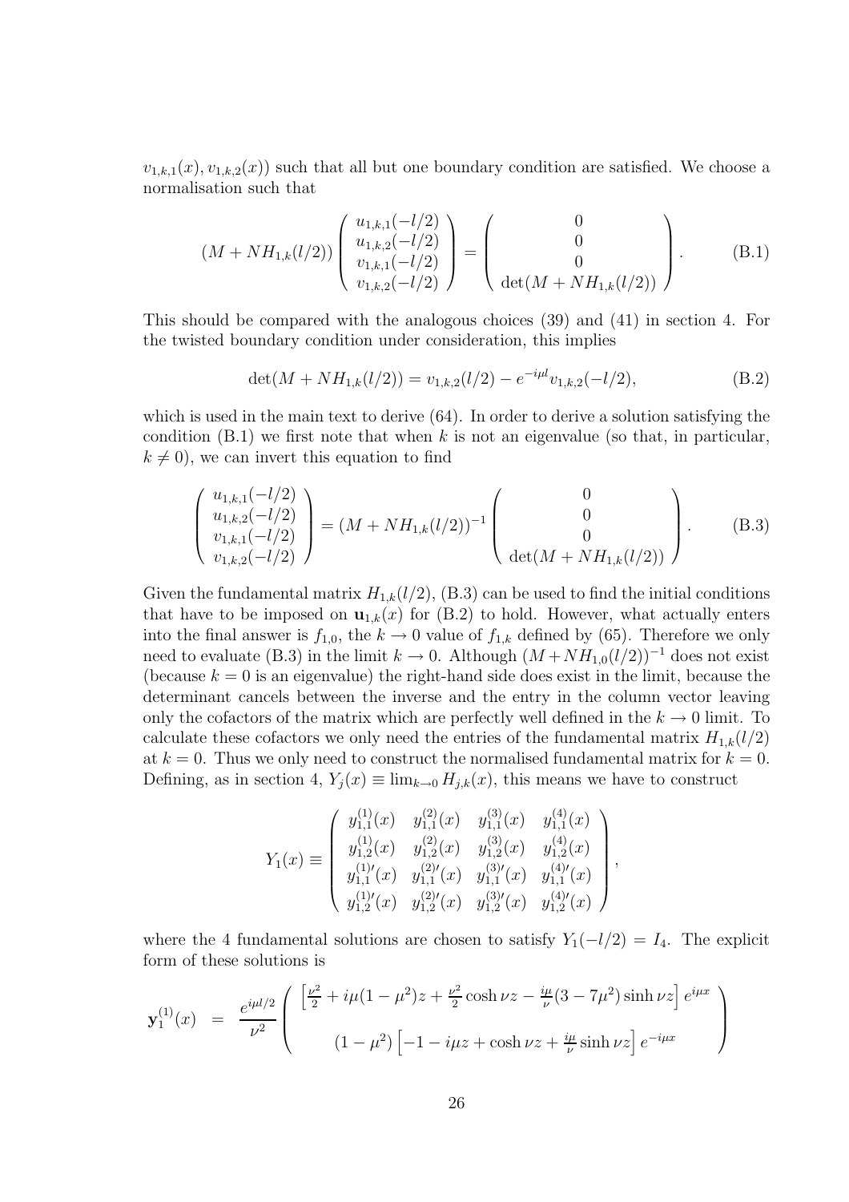$v_{1,k,1}(x), v_{1,k,2}(x)$) such that all but one boundary condition are satisfied. We choose a normalisation such that

$$
(M + NH_{1,k}(l/2)) \begin{pmatrix} u_{1,k,1}(-l/2) \\ u_{1,k,2}(-l/2) \\ v_{1,k,1}(-l/2) \\ v_{1,k,2}(-l/2) \end{pmatrix} = \begin{pmatrix} 0 \\ 0 \\ 0 \\ \det(M + NH_{1,k}(l/2)) \end{pmatrix}. \tag{B.1}
$$

This should be compared with the analogous choices (39) and (41) in section 4. For the twisted boundary condition under consideration, this implies

$$
\det(M + NH_{1,k}(l/2)) = v_{1,k,2}(l/2) - e^{-i\mu l} v_{1,k,2}(-l/2), \tag{B.2}
$$

which is used in the main text to derive (64). In order to derive a solution satisfying the condition (B.1) we first note that when $k$ is not an eigenvalue (so that, in particular, $k \neq 0$), we can invert this equation to find

$$
\begin{pmatrix} u_{1,k,1}(-l/2) \\ u_{1,k,2}(-l/2) \\ v_{1,k,1}(-l/2) \\ v_{1,k,2}(-l/2) \end{pmatrix} = (M + NH_{1,k}(l/2))^{-1} \begin{pmatrix} 0 \\ 0 \\ 0 \\ \det(M + NH_{1,k}(l/2)) \end{pmatrix}. \tag{B.3}
$$

Given the fundamental matrix $H_{1,k}(l/2)$, (B.3) can be used to find the initial conditions that have to be imposed on $\mathbf{u}_{1,k}(x)$ for (B.2) to hold. However, what actually enters into the final answer is $f_{1,0}$, the $k \to 0$ value of $f_{1,k}$ defined by (65). Therefore we only need to evaluate (B.3) in the limit $k \to 0$. Although $(M + NH_{1,0}(l/2))^{-1}$ does not exist (because $k = 0$ is an eigenvalue) the right-hand side does exist in the limit, because the determinant cancels between the inverse and the entry in the column vector leaving only the cofactors of the matrix which are perfectly well defined in the $k \to 0$ limit. To calculate these cofactors we only need the entries of the fundamental matrix $H_{1,k}(l/2)$ at $k = 0$. Thus we only need to construct the normalised fundamental matrix for $k = 0$. Defining, as in section 4, $Y_j(x) \equiv \lim_{k \to 0} H_{j,k}(x)$, this means we have to construct

$$
Y_1(x) \equiv \begin{pmatrix} y_{1,1}^{(1)}(x) & y_{1,1}^{(2)}(x) & y_{1,1}^{(3)}(x) & y_{1,1}^{(4)}(x) \\ y_{1,2}^{(1)}(x) & y_{1,2}^{(2)}(x) & y_{1,2}^{(3)}(x) & y_{1,2}^{(4)}(x) \\ y_{1,1}^{(1)\prime}(x) & y_{1,1}^{(2)\prime}(x) & y_{1,1}^{(3)\prime}(x) & y_{1,1}^{(4)\prime}(x) \\ y_{1,2}^{(1)\prime}(x) & y_{1,2}^{(2)\prime}(x) & y_{1,2}^{(3)\prime}(x) & y_{1,2}^{(4)\prime}(x) \end{pmatrix},
$$

where the 4 fundamental solutions are chosen to satisfy $Y_1(-l/2) = I_4$. The explicit form of these solutions is

$$
\mathbf{y}_1^{(1)}(x) = \frac{e^{i\mu l/2}}{\nu^2} \begin{pmatrix} \left[\frac{\nu^2}{2} + i\mu(1-\mu^2)z + \frac{\nu^2}{2}\cosh \nu z - \frac{i\mu}{\nu}(3 - 7\mu^2)\sinh \nu z\right] e^{i\mu x} \\ (1-\mu^2)\left[-1 - i\mu z + \cosh \nu z + \frac{i\mu}{\nu}\sinh \nu z\right] e^{-i\mu x} \end{pmatrix}
$$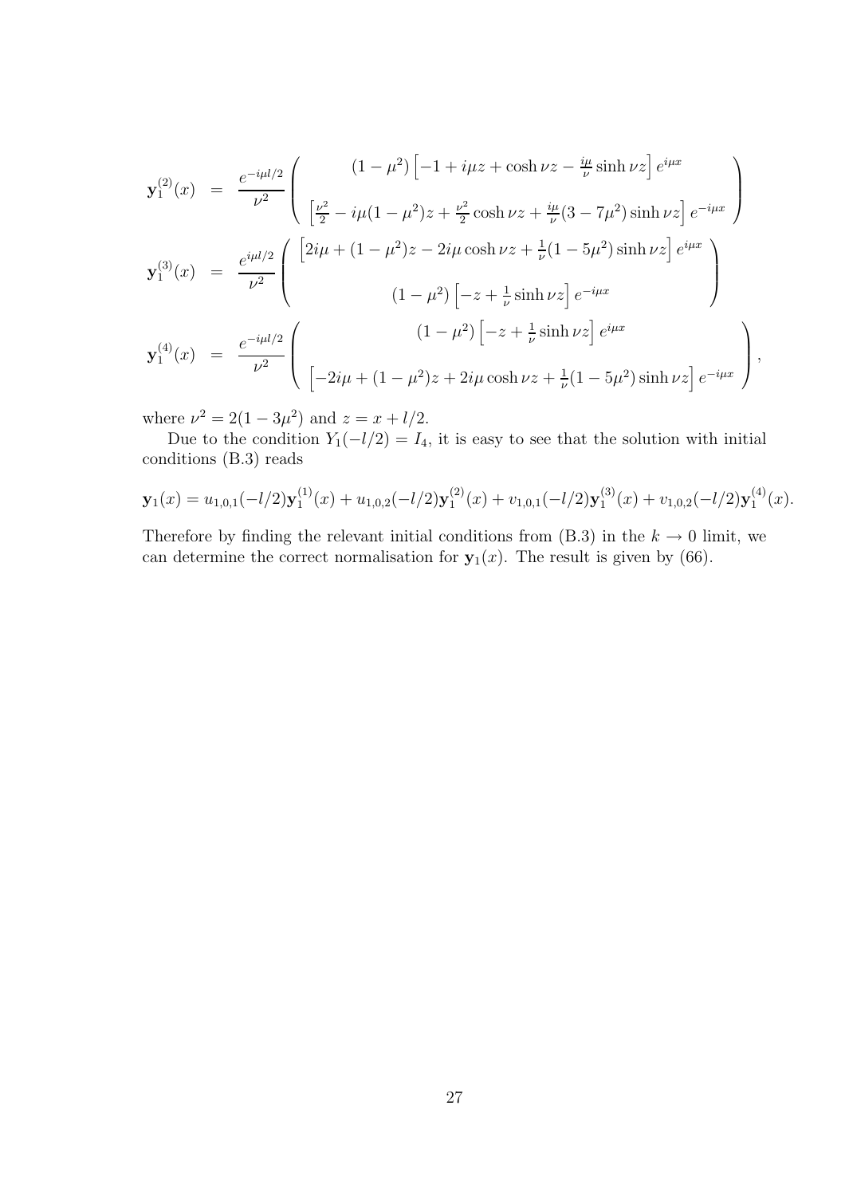$$
\begin{aligned}
\mathbf{y}_1^{(2)}(x) &= \frac{e^{-i\mu l/2}}{\nu^2}\begin{pmatrix} (1-\mu^2)\left[-1+i\mu z+\cosh\nu z-\frac{i\mu}{\nu}\sinh\nu z\right]e^{i\mu x} \\ \left[\frac{\nu^2}{2}-i\mu(1-\mu^2)z+\frac{\nu^2}{2}\cosh\nu z+\frac{i\mu}{\nu}(3-7\mu^2)\sinh\nu z\right]e^{-i\mu x}\end{pmatrix} \\
\mathbf{y}_1^{(3)}(x) &= \frac{e^{i\mu l/2}}{\nu^2}\begin{pmatrix} \left[2i\mu+(1-\mu^2)z-2i\mu\cosh\nu z+\frac{1}{\nu}(1-5\mu^2)\sinh\nu z\right]e^{i\mu x} \\ (1-\mu^2)\left[-z+\frac{1}{\nu}\sinh\nu z\right]e^{-i\mu x}\end{pmatrix} \\
\mathbf{y}_1^{(4)}(x) &= \frac{e^{-i\mu l/2}}{\nu^2}\begin{pmatrix} (1-\mu^2)\left[-z+\frac{1}{\nu}\sinh\nu z\right]e^{i\mu x} \\ \left[-2i\mu+(1-\mu^2)z+2i\mu\cosh\nu z+\frac{1}{\nu}(1-5\mu^2)\sinh\nu z\right]e^{-i\mu x}\end{pmatrix},
\end{aligned}
$$

where $\nu^2 = 2(1-3\mu^2)$ and $z = x + l/2$.

Due to the condition $Y_1(-l/2) = I_4$, it is easy to see that the solution with initial conditions (B.3) reads

$$
\mathbf{y}_1(x) = u_{1,0,1}(-l/2)\mathbf{y}_1^{(1)}(x) + u_{1,0,2}(-l/2)\mathbf{y}_1^{(2)}(x) + v_{1,0,1}(-l/2)\mathbf{y}_1^{(3)}(x) + v_{1,0,2}(-l/2)\mathbf{y}_1^{(4)}(x).
$$

Therefore by finding the relevant initial conditions from (B.3) in the $k \to 0$ limit, we can determine the correct normalisation for $\mathbf{y}_1(x)$. The result is given by (66).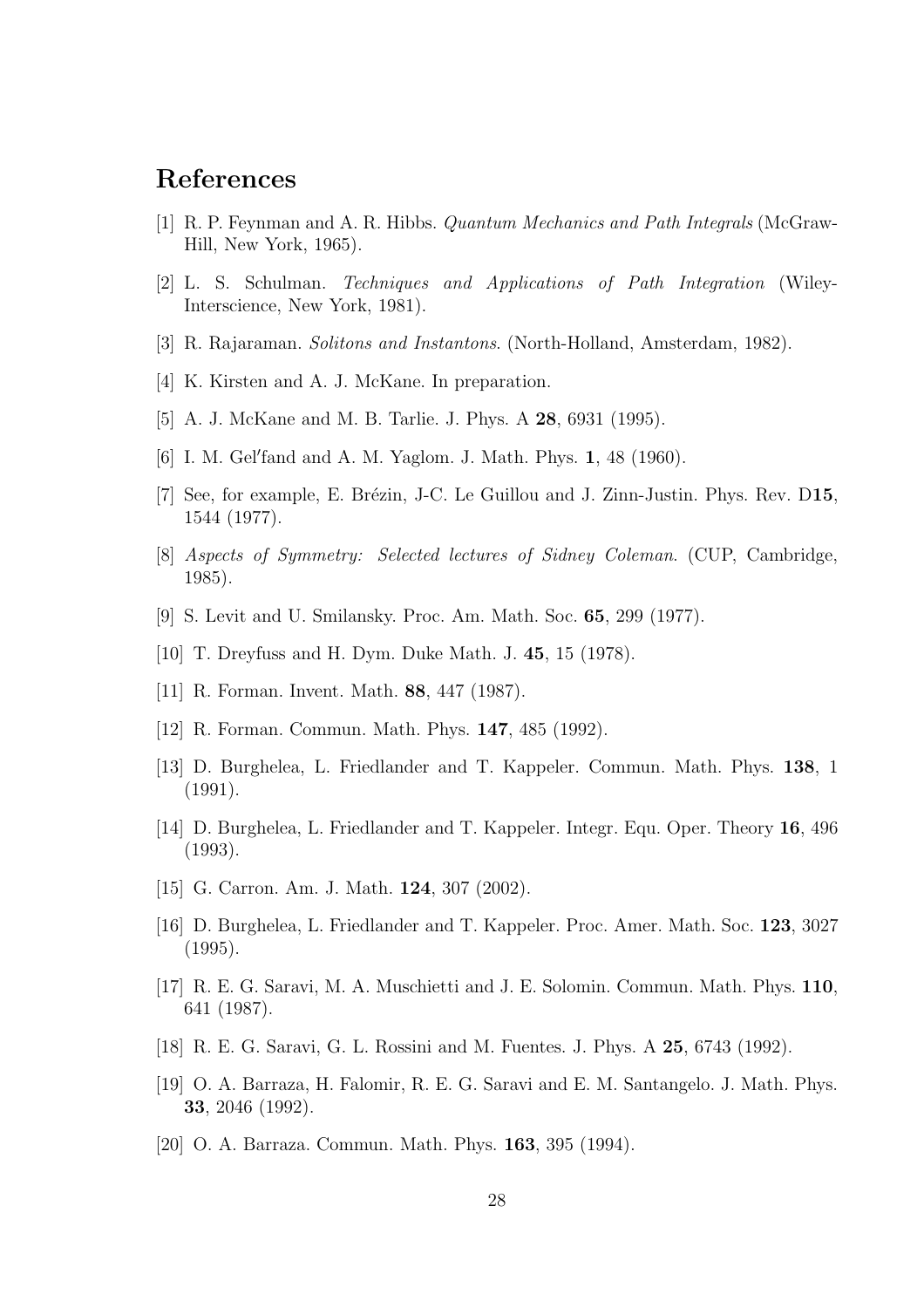# References

[1] R. P. Feynman and A. R. Hibbs. *Quantum Mechanics and Path Integrals* (McGraw-Hill, New York, 1965).

[2] L. S. Schulman. *Techniques and Applications of Path Integration* (Wiley-Interscience, New York, 1981).

[3] R. Rajaraman. *Solitons and Instantons*. (North-Holland, Amsterdam, 1982).

[4] K. Kirsten and A. J. McKane. In preparation.

[5] A. J. McKane and M. B. Tarlie. J. Phys. A **28**, 6931 (1995).

[6] I. M. Gel′fand and A. M. Yaglom. J. Math. Phys. **1**, 48 (1960).

[7] See, for example, E. Brézin, J-C. Le Guillou and J. Zinn-Justin. Phys. Rev. D**15**, 1544 (1977).

[8] *Aspects of Symmetry: Selected lectures of Sidney Coleman*. (CUP, Cambridge, 1985).

[9] S. Levit and U. Smilansky. Proc. Am. Math. Soc. **65**, 299 (1977).

[10] T. Dreyfuss and H. Dym. Duke Math. J. **45**, 15 (1978).

[11] R. Forman. Invent. Math. **88**, 447 (1987).

[12] R. Forman. Commun. Math. Phys. **147**, 485 (1992).

[13] D. Burghelea, L. Friedlander and T. Kappeler. Commun. Math. Phys. **138**, 1 (1991).

[14] D. Burghelea, L. Friedlander and T. Kappeler. Integr. Equ. Oper. Theory **16**, 496 (1993).

[15] G. Carron. Am. J. Math. **124**, 307 (2002).

[16] D. Burghelea, L. Friedlander and T. Kappeler. Proc. Amer. Math. Soc. **123**, 3027 (1995).

[17] R. E. G. Saravi, M. A. Muschietti and J. E. Solomin. Commun. Math. Phys. **110**, 641 (1987).

[18] R. E. G. Saravi, G. L. Rossini and M. Fuentes. J. Phys. A **25**, 6743 (1992).

[19] O. A. Barraza, H. Falomir, R. E. G. Saravi and E. M. Santangelo. J. Math. Phys. **33**, 2046 (1992).

[20] O. A. Barraza. Commun. Math. Phys. **163**, 395 (1994).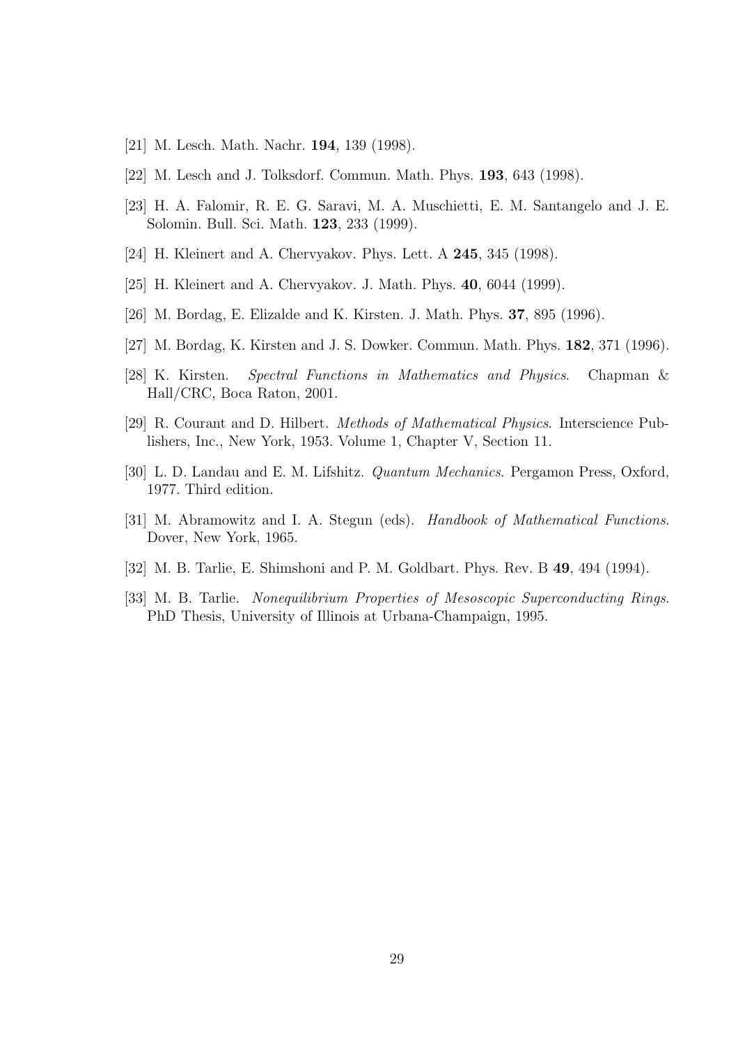[21] M. Lesch. Math. Nachr. **194**, 139 (1998).

[22] M. Lesch and J. Tolksdorf. Commun. Math. Phys. **193**, 643 (1998).

[23] H. A. Falomir, R. E. G. Saravi, M. A. Muschietti, E. M. Santangelo and J. E. Solomin. Bull. Sci. Math. **123**, 233 (1999).

[24] H. Kleinert and A. Chervyakov. Phys. Lett. A **245**, 345 (1998).

[25] H. Kleinert and A. Chervyakov. J. Math. Phys. **40**, 6044 (1999).

[26] M. Bordag, E. Elizalde and K. Kirsten. J. Math. Phys. **37**, 895 (1996).

[27] M. Bordag, K. Kirsten and J. S. Dowker. Commun. Math. Phys. **182**, 371 (1996).

[28] K. Kirsten. *Spectral Functions in Mathematics and Physics*. Chapman & Hall/CRC, Boca Raton, 2001.

[29] R. Courant and D. Hilbert. *Methods of Mathematical Physics*. Interscience Publishers, Inc., New York, 1953. Volume 1, Chapter V, Section 11.

[30] L. D. Landau and E. M. Lifshitz. *Quantum Mechanics*. Pergamon Press, Oxford, 1977. Third edition.

[31] M. Abramowitz and I. A. Stegun (eds). *Handbook of Mathematical Functions*. Dover, New York, 1965.

[32] M. B. Tarlie, E. Shimshoni and P. M. Goldbart. Phys. Rev. B **49**, 494 (1994).

[33] M. B. Tarlie. *Nonequilibrium Properties of Mesoscopic Superconducting Rings*. PhD Thesis, University of Illinois at Urbana-Champaign, 1995.